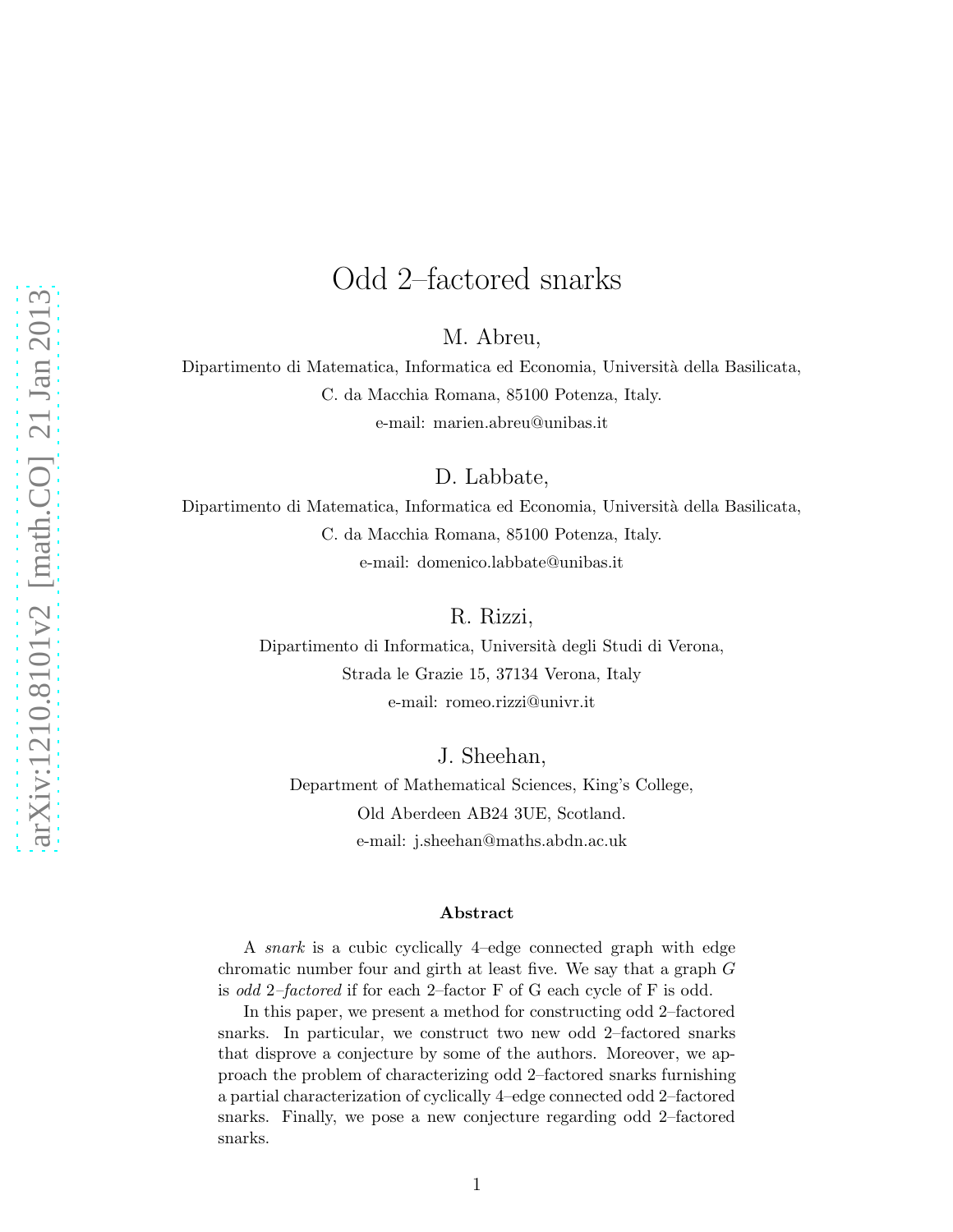# Odd 2–factored snarks

M. Abreu,

Dipartimento di Matematica, Informatica ed Economia, Università della Basilicata,

C. da Macchia Romana, 85100 Potenza, Italy.

e-mail: marien.abreu@unibas.it

D. Labbate,

Dipartimento di Matematica, Informatica ed Economia, Università della Basilicata,

C. da Macchia Romana, 85100 Potenza, Italy.

e-mail: domenico.labbate@unibas.it

R. Rizzi,

Dipartimento di Informatica, Università degli Studi di Verona,

Strada le Grazie 15, 37134 Verona, Italy

e-mail: romeo.rizzi@univr.it

J. Sheehan,

Department of Mathematical Sciences, King's College,

Old Aberdeen AB24 3UE, Scotland.

e-mail: j.sheehan@maths.abdn.ac.uk

### Abstract

A *snark* is a cubic cyclically 4–edge connected graph with edge chromatic number four and girth at least five. We say that a graph $G$ is *odd 2–factored* if for each 2–factor F of G each cycle of F is odd.

In this paper, we present a method for constructing odd 2–factored snarks. In particular, we construct two new odd 2–factored snarks that disprove a conjecture by some of the authors. Moreover, we approach the problem of characterizing odd 2–factored snarks furnishing a partial characterization of cyclically 4–edge connected odd 2–factored snarks. Finally, we pose a new conjecture regarding odd 2–factored snarks.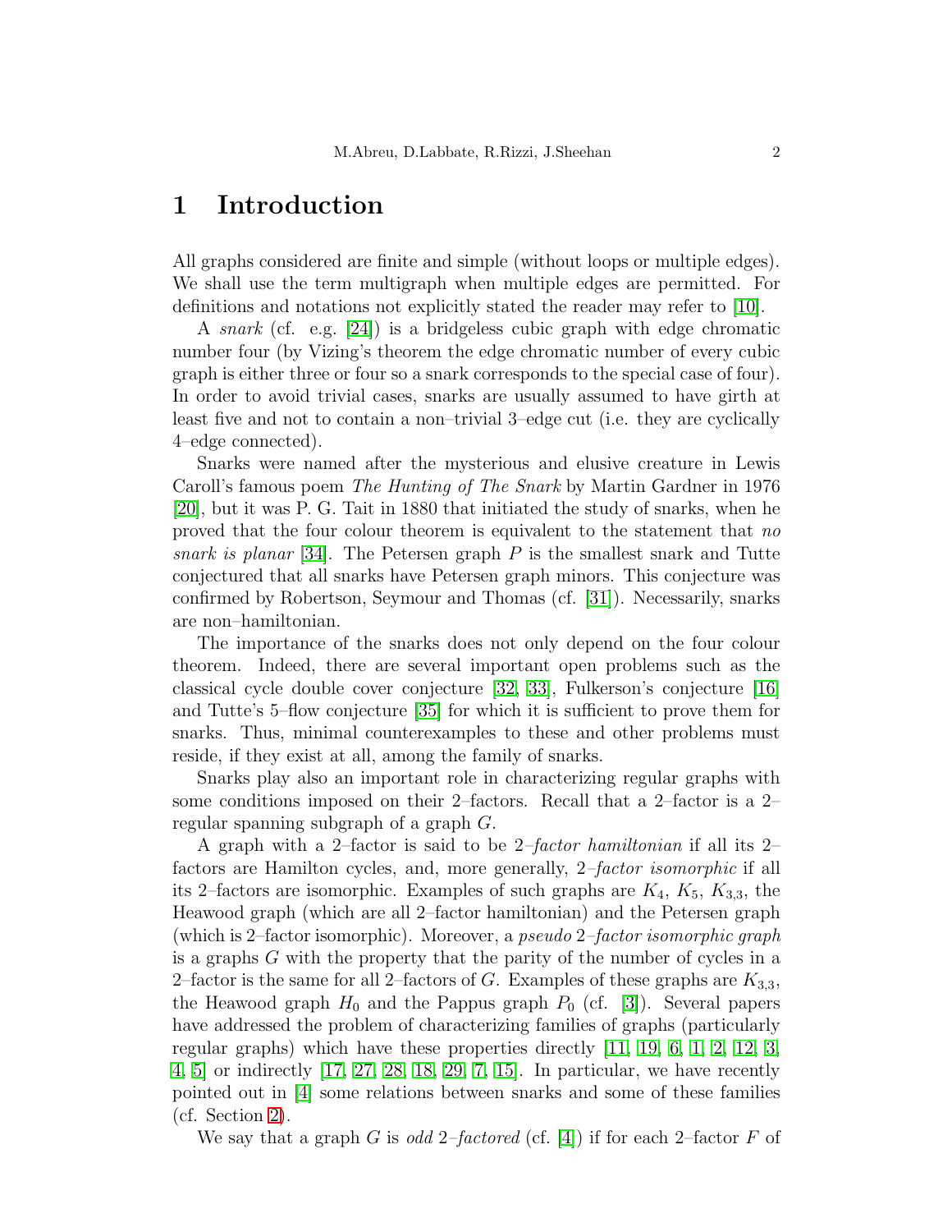# 1 Introduction

All graphs considered are finite and simple (without loops or multiple edges). We shall use the term multigraph when multiple edges are permitted. For definitions and notations not explicitly stated the reader may refer to [10].

A *snark* (cf. e.g. [24]) is a bridgeless cubic graph with edge chromatic number four (by Vizing's theorem the edge chromatic number of every cubic graph is either three or four so a snark corresponds to the special case of four). In order to avoid trivial cases, snarks are usually assumed to have girth at least five and not to contain a non–trivial 3–edge cut (i.e. they are cyclically 4–edge connected).

Snarks were named after the mysterious and elusive creature in Lewis Caroll's famous poem *The Hunting of The Snark* by Martin Gardner in 1976 [20], but it was P. G. Tait in 1880 that initiated the study of snarks, when he proved that the four colour theorem is equivalent to the statement that *no snark is planar* [34]. The Petersen graph $P$ is the smallest snark and Tutte conjectured that all snarks have Petersen graph minors. This conjecture was confirmed by Robertson, Seymour and Thomas (cf. [31]). Necessarily, snarks are non–hamiltonian.

The importance of the snarks does not only depend on the four colour theorem. Indeed, there are several important open problems such as the classical cycle double cover conjecture [32, 33], Fulkerson's conjecture [16] and Tutte's 5–flow conjecture [35] for which it is sufficient to prove them for snarks. Thus, minimal counterexamples to these and other problems must reside, if they exist at all, among the family of snarks.

Snarks play also an important role in characterizing regular graphs with some conditions imposed on their 2–factors. Recall that a 2–factor is a 2–regular spanning subgraph of a graph $G$.

A graph with a 2–factor is said to be 2*–factor hamiltonian* if all its 2–factors are Hamilton cycles, and, more generally, 2*–factor isomorphic* if all its 2–factors are isomorphic. Examples of such graphs are $K_4$, $K_5$, $K_{3,3}$, the Heawood graph (which are all 2–factor hamiltonian) and the Petersen graph (which is 2–factor isomorphic). Moreover, a *pseudo* 2*–factor isomorphic graph* is a graphs $G$ with the property that the parity of the number of cycles in a 2–factor is the same for all 2–factors of $G$. Examples of these graphs are $K_{3,3}$, the Heawood graph $H_0$ and the Pappus graph $P_0$ (cf. [3]). Several papers have addressed the problem of characterizing families of graphs (particularly regular graphs) which have these properties directly [11, 19, 6, 1, 2, 12, 3, 4, 5] or indirectly [17, 27, 28, 18, 29, 7, 15]. In particular, we have recently pointed out in [4] some relations between snarks and some of these families (cf. Section 2).

We say that a graph $G$ is *odd* 2*–factored* (cf. [4]) if for each 2–factor $F$ of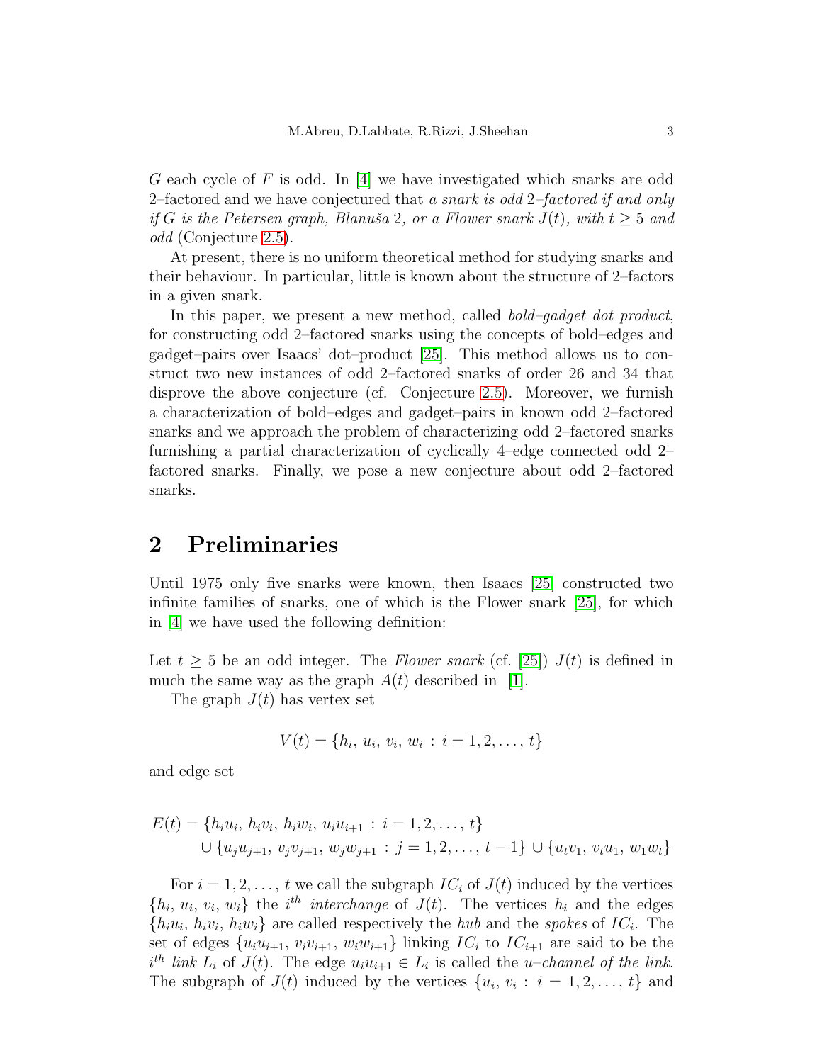$G$ each cycle of $F$ is odd. In [4] we have investigated which snarks are odd 2–factored and we have conjectured that *a snark is odd 2–factored if and only if $G$ is the Petersen graph, Blanuša 2, or a Flower snark $J(t)$, with $t \geq 5$ and odd* (Conjecture 2.5).

At present, there is no uniform theoretical method for studying snarks and their behaviour. In particular, little is known about the structure of 2–factors in a given snark.

In this paper, we present a new method, called *bold–gadget dot product*, for constructing odd 2–factored snarks using the concepts of bold–edges and gadget–pairs over Isaacs' dot–product [25]. This method allows us to construct two new instances of odd 2–factored snarks of order 26 and 34 that disprove the above conjecture (cf. Conjecture 2.5). Moreover, we furnish a characterization of bold–edges and gadget–pairs in known odd 2–factored snarks and we approach the problem of characterizing odd 2–factored snarks furnishing a partial characterization of cyclically 4–edge connected odd 2–factored snarks. Finally, we pose a new conjecture about odd 2–factored snarks.

## 2 Preliminaries

Until 1975 only five snarks were known, then Isaacs [25] constructed two infinite families of snarks, one of which is the Flower snark [25], for which in [4] we have used the following definition:

Let $t \geq 5$ be an odd integer. The *Flower snark* (cf. [25]) $J(t)$ is defined in much the same way as the graph $A(t)$ described in [1].

The graph $J(t)$ has vertex set

$$V(t) = \{h_i,\, u_i,\, v_i,\, w_i \,:\, i = 1, 2, \ldots, t\}$$

and edge set

$$\begin{aligned} E(t) = &\{h_i u_i,\, h_i v_i,\, h_i w_i,\, u_i u_{i+1} \,:\, i = 1, 2, \ldots, t\} \\ &\cup \{u_j u_{j+1},\, v_j v_{j+1},\, w_j w_{j+1} \,:\, j = 1, 2, \ldots, t-1\} \cup \{u_t v_1,\, v_t u_1,\, w_1 w_t\} \end{aligned}$$

For $i = 1, 2, \ldots, t$ we call the subgraph $IC_i$ of $J(t)$ induced by the vertices $\{h_i,\, u_i,\, v_i,\, w_i\}$ the $i^{th}$ *interchange* of $J(t)$. The vertices $h_i$ and the edges $\{h_i u_i,\, h_i v_i,\, h_i w_i\}$ are called respectively the *hub* and the *spokes* of $IC_i$. The set of edges $\{u_i u_{i+1},\, v_i v_{i+1},\, w_i w_{i+1}\}$ linking $IC_i$ to $IC_{i+1}$ are said to be the $i^{th}$ *link* $L_i$ of $J(t)$. The edge $u_i u_{i+1} \in L_i$ is called the *u–channel of the link*. The subgraph of $J(t)$ induced by the vertices $\{u_i,\, v_i \,:\, i = 1, 2, \ldots, t\}$ and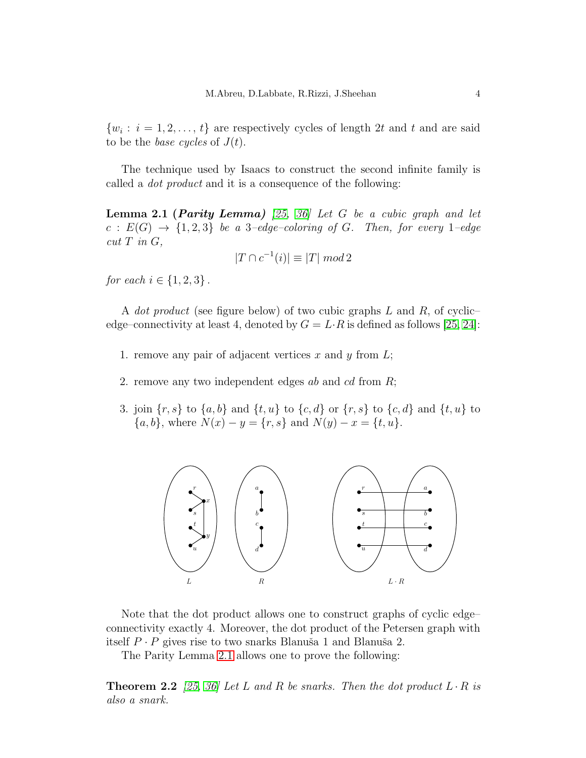$\{w_i : i = 1, 2, \ldots, t\}$ are respectively cycles of length $2t$ and $t$ and are said to be the *base cycles* of $J(t)$.

The technique used by Isaacs to construct the second infinite family is called a *dot product* and it is a consequence of the following:

**Lemma 2.1 (*Parity Lemma*)** *[25, 36] Let $G$ be a cubic graph and let $c : E(G) \rightarrow \{1, 2, 3\}$ be a 3–edge–coloring of $G$. Then, for every 1–edge cut $T$ in $G$,*

$$|T \cap c^{-1}(i)| \equiv |T| \bmod 2$$

*for each $i \in \{1, 2, 3\}$.*

A *dot product* (see figure below) of two cubic graphs $L$ and $R$, of cyclic–edge–connectivity at least 4, denoted by $G = L \cdot R$ is defined as follows [25, 24]:

1. remove any pair of adjacent vertices $x$ and $y$ from $L$;
2. remove any two independent edges $ab$ and $cd$ from $R$;
3. join $\{r, s\}$ to $\{a, b\}$ and $\{t, u\}$ to $\{c, d\}$ or $\{r, s\}$ to $\{c, d\}$ and $\{t, u\}$ to $\{a, b\}$, where $N(x) - y = \{r, s\}$ and $N(y) - x = \{t, u\}$.

Note that the dot product allows one to construct graphs of cyclic edge–connectivity exactly 4. Moreover, the dot product of the Petersen graph with itself $P \cdot P$ gives rise to two snarks Blanuša 1 and Blanuša 2.

The Parity Lemma 2.1 allows one to prove the following:

**Theorem 2.2** *[25, 36] Let $L$ and $R$ be snarks. Then the dot product $L \cdot R$ is also a snark.*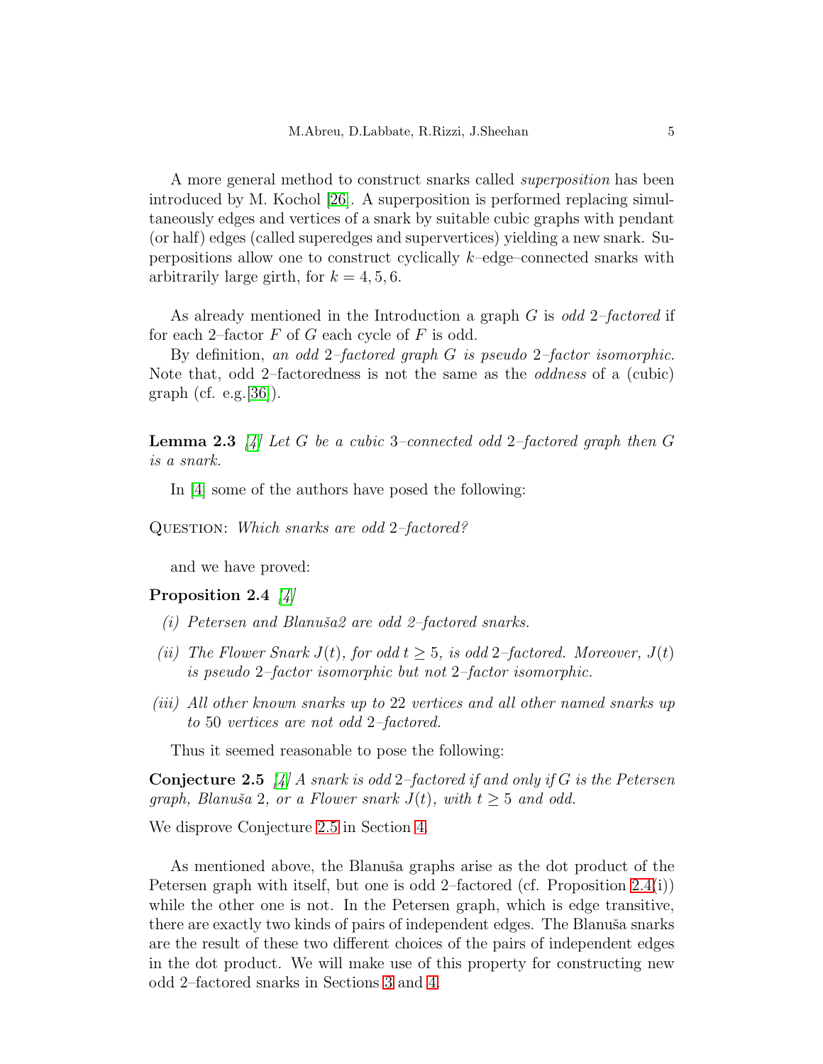A more general method to construct snarks called *superposition* has been introduced by M. Kochol [26]. A superposition is performed replacing simultaneously edges and vertices of a snark by suitable cubic graphs with pendant (or half) edges (called superedges and supervertices) yielding a new snark. Superpositions allow one to construct cyclically $k$–edge–connected snarks with arbitrarily large girth, for $k = 4, 5, 6$.

As already mentioned in the Introduction a graph $G$ is *odd* 2*–factored* if for each 2–factor $F$ of $G$ each cycle of $F$ is odd.

By definition, *an odd* 2*–factored graph* $G$ *is pseudo* 2*–factor isomorphic.* Note that, odd 2–factoredness is not the same as the *oddness* of a (cubic) graph (cf. e.g.[36]).

**Lemma 2.3** *[4] Let $G$ be a cubic 3–connected odd 2–factored graph then $G$ is a snark.*

In [4] some of the authors have posed the following:

QUESTION: *Which snarks are odd 2–factored?*

and we have proved:

**Proposition 2.4** *[4]*

*(i) Petersen and Blanuša2 are odd 2–factored snarks.*

*(ii) The Flower Snark $J(t)$, for odd $t \geq 5$, is odd 2–factored. Moreover, $J(t)$ is pseudo 2–factor isomorphic but not 2–factor isomorphic.*

*(iii) All other known snarks up to 22 vertices and all other named snarks up to 50 vertices are not odd 2–factored.*

Thus it seemed reasonable to pose the following:

**Conjecture 2.5** *[4] A snark is odd 2–factored if and only if $G$ is the Petersen graph, Blanuša 2, or a Flower snark $J(t)$, with $t \geq 5$ and odd.*

We disprove Conjecture 2.5 in Section 4.

As mentioned above, the Blanuša graphs arise as the dot product of the Petersen graph with itself, but one is odd 2–factored (cf. Proposition 2.4(i)) while the other one is not. In the Petersen graph, which is edge transitive, there are exactly two kinds of pairs of independent edges. The Blanuša snarks are the result of these two different choices of the pairs of independent edges in the dot product. We will make use of this property for constructing new odd 2–factored snarks in Sections 3 and 4.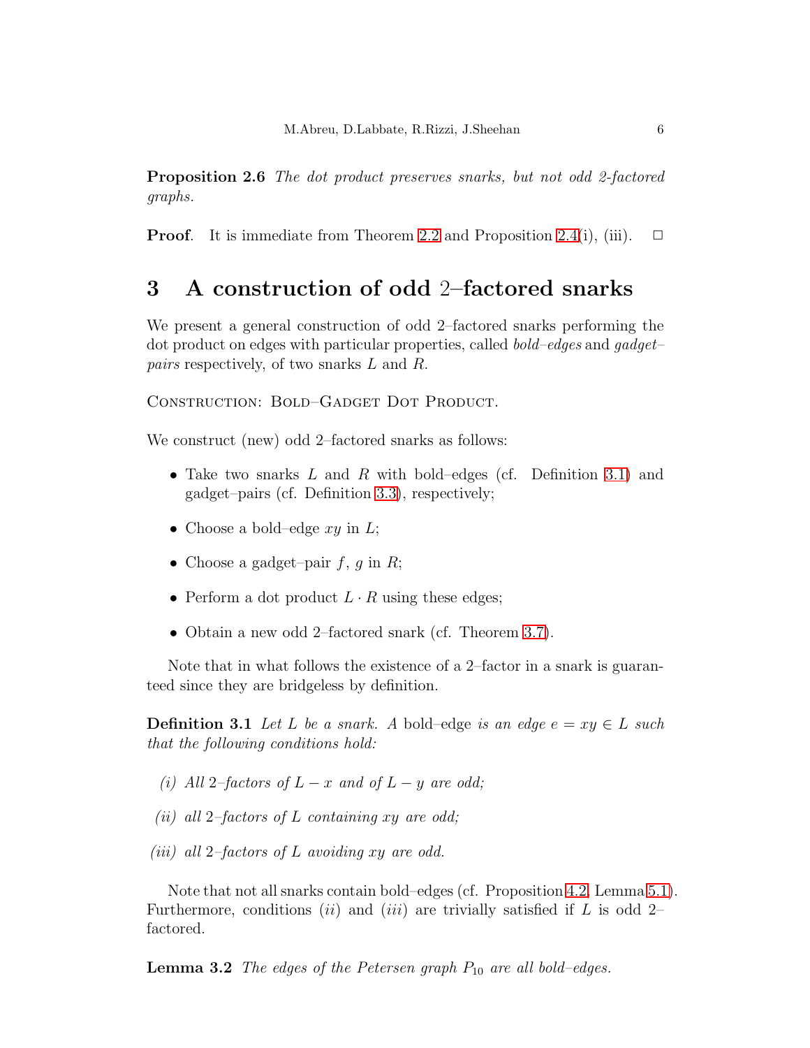**Proposition 2.6** *The dot product preserves snarks, but not odd 2-factored graphs.*

**Proof**. It is immediate from Theorem 2.2 and Proposition 2.4(i), (iii). □

## 3 A construction of odd 2–factored snarks

We present a general construction of odd 2–factored snarks performing the dot product on edges with particular properties, called *bold–edges* and *gadget–pairs* respectively, of two snarks $L$ and $R$.

Construction: Bold–Gadget Dot Product.

We construct (new) odd 2–factored snarks as follows:

- Take two snarks $L$ and $R$ with bold–edges (cf. Definition 3.1) and gadget–pairs (cf. Definition 3.3), respectively;
- Choose a bold–edge $xy$ in $L$;
- Choose a gadget–pair $f$, $g$ in $R$;
- Perform a dot product $L \cdot R$ using these edges;
- Obtain a new odd 2–factored snark (cf. Theorem 3.7).

Note that in what follows the existence of a 2–factor in a snark is guaranteed since they are bridgeless by definition.

**Definition 3.1** *Let $L$ be a snark. A* bold–edge *is an edge $e = xy \in L$ such that the following conditions hold:*

*(i) All 2–factors of $L - x$ and of $L - y$ are odd;*

*(ii) all 2–factors of $L$ containing $xy$ are odd;*

*(iii) all 2–factors of $L$ avoiding $xy$ are odd.*

Note that not all snarks contain bold–edges (cf. Proposition 4.2, Lemma 5.1). Furthermore, conditions $(ii)$ and $(iii)$ are trivially satisfied if $L$ is odd 2–factored.

**Lemma 3.2** *The edges of the Petersen graph $P_{10}$ are all bold–edges.*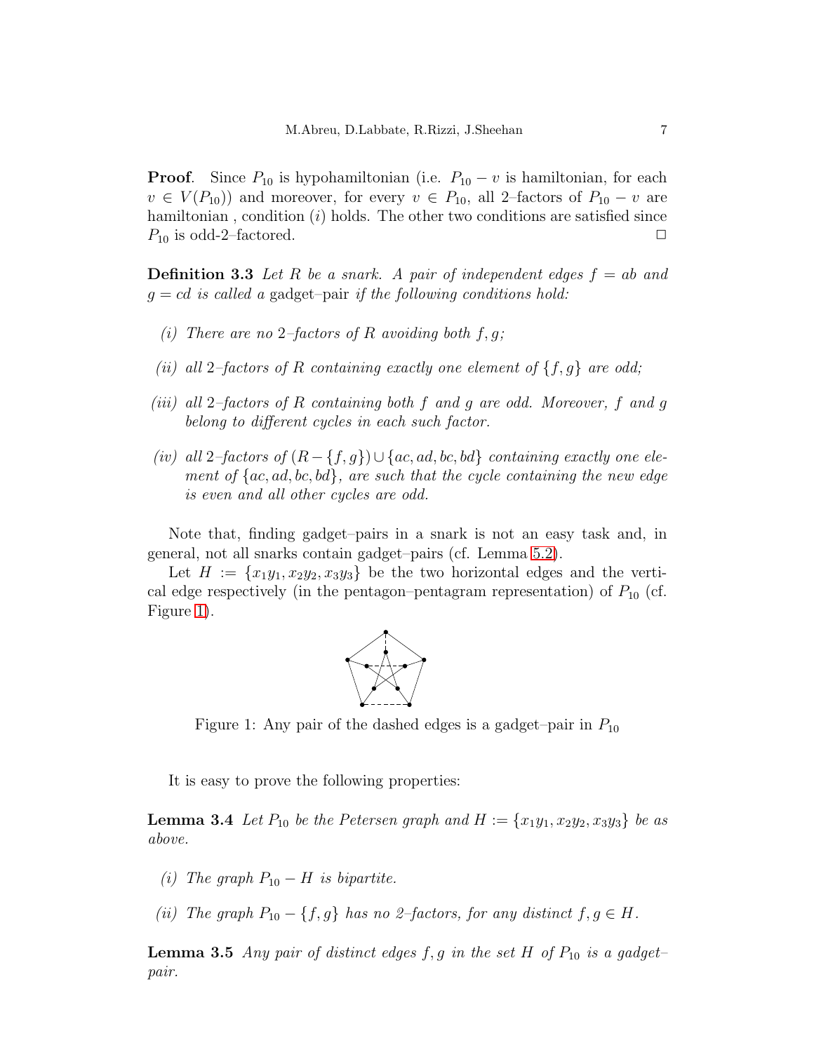**Proof**. Since $P_{10}$ is hypohamiltonian (i.e. $P_{10} - v$ is hamiltonian, for each $v \in V(P_{10})$) and moreover, for every $v \in P_{10}$, all 2–factors of $P_{10} - v$ are hamiltonian , condition $(i)$ holds. The other two conditions are satisfied since $P_{10}$ is odd-2–factored. $\square$

**Definition 3.3** *Let $R$ be a snark. A pair of independent edges $f = ab$ and $g = cd$ is called a* gadget–pair *if the following conditions hold:*

*(i) There are no 2–factors of $R$ avoiding both $f, g$;*

*(ii) all 2–factors of $R$ containing exactly one element of $\{f, g\}$ are odd;*

*(iii) all 2–factors of $R$ containing both $f$ and $g$ are odd. Moreover, $f$ and $g$ belong to different cycles in each such factor.*

*(iv) all 2–factors of $(R - \{f, g\}) \cup \{ac, ad, bc, bd\}$ containing exactly one element of $\{ac, ad, bc, bd\}$, are such that the cycle containing the new edge is even and all other cycles are odd.*

Note that, finding gadget–pairs in a snark is not an easy task and, in general, not all snarks contain gadget–pairs (cf. Lemma 5.2).

Let $H := \{x_1y_1, x_2y_2, x_3y_3\}$ be the two horizontal edges and the vertical edge respectively (in the pentagon–pentagram representation) of $P_{10}$ (cf. Figure 1).

Figure 1: Any pair of the dashed edges is a gadget–pair in $P_{10}$

It is easy to prove the following properties:

**Lemma 3.4** *Let $P_{10}$ be the Petersen graph and $H := \{x_1y_1, x_2y_2, x_3y_3\}$ be as above.*

*(i) The graph $P_{10} - H$ is bipartite.*

*(ii) The graph $P_{10} - \{f, g\}$ has no 2–factors, for any distinct $f, g \in H$.*

**Lemma 3.5** *Any pair of distinct edges $f, g$ in the set $H$ of $P_{10}$ is a gadget–pair.*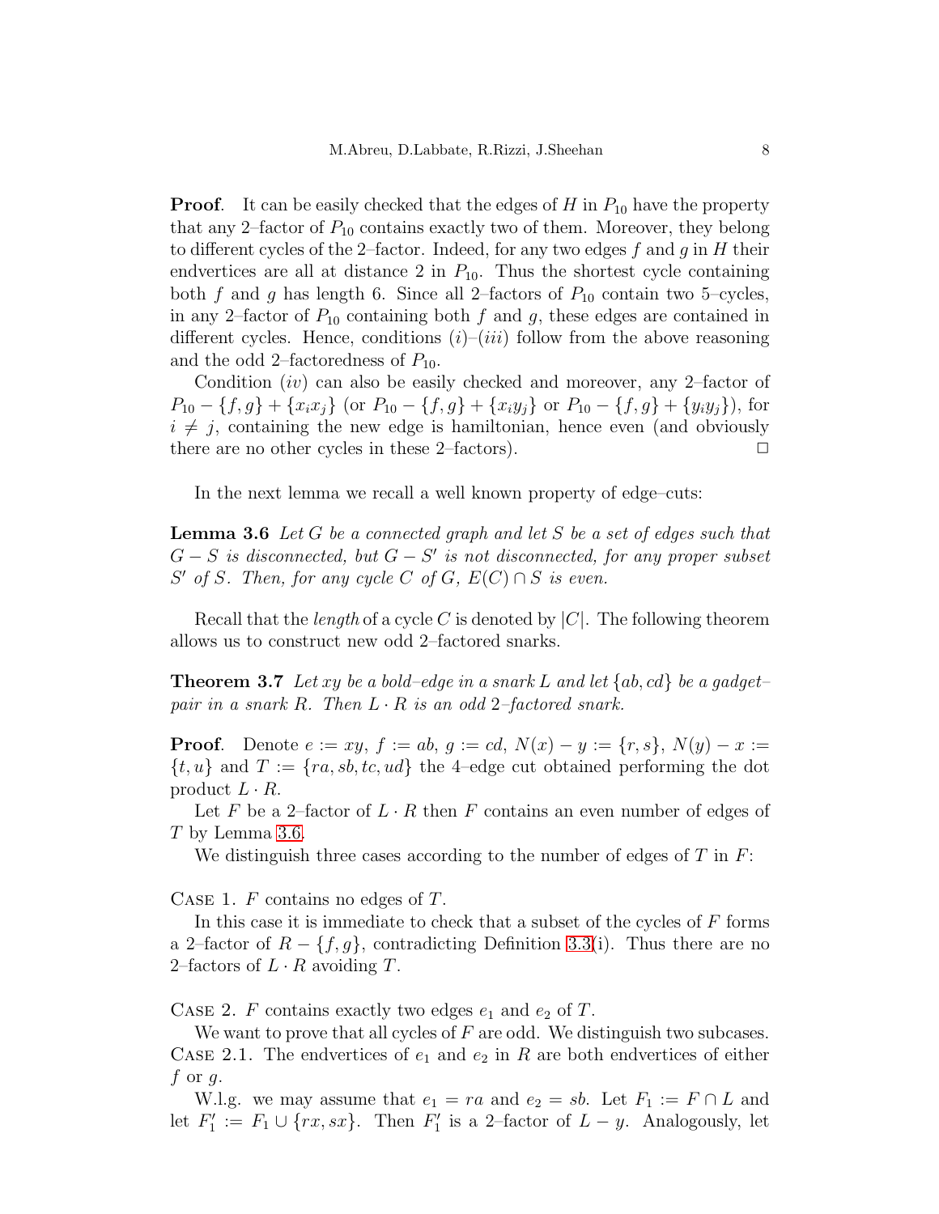**Proof**. It can be easily checked that the edges of $H$ in $P_{10}$ have the property that any 2–factor of $P_{10}$ contains exactly two of them. Moreover, they belong to different cycles of the 2–factor. Indeed, for any two edges $f$ and $g$ in $H$ their endvertices are all at distance 2 in $P_{10}$. Thus the shortest cycle containing both $f$ and $g$ has length 6. Since all 2–factors of $P_{10}$ contain two 5–cycles, in any 2–factor of $P_{10}$ containing both $f$ and $g$, these edges are contained in different cycles. Hence, conditions $(i)$–$(iii)$ follow from the above reasoning and the odd 2–factoredness of $P_{10}$.

Condition $(iv)$ can also be easily checked and moreover, any 2–factor of $P_{10} - \{f, g\} + \{x_i x_j\}$ (or $P_{10} - \{f, g\} + \{x_i y_j\}$ or $P_{10} - \{f, g\} + \{y_i y_j\}$), for $i \neq j$, containing the new edge is hamiltonian, hence even (and obviously there are no other cycles in these 2–factors). □

In the next lemma we recall a well known property of edge–cuts:

**Lemma 3.6** *Let $G$ be a connected graph and let $S$ be a set of edges such that $G - S$ is disconnected, but $G - S'$ is not disconnected, for any proper subset $S'$ of $S$. Then, for any cycle $C$ of $G$, $E(C) \cap S$ is even.*

Recall that the *length* of a cycle $C$ is denoted by $|C|$. The following theorem allows us to construct new odd 2–factored snarks.

**Theorem 3.7** *Let $xy$ be a bold–edge in a snark $L$ and let $\{ab, cd\}$ be a gadget–pair in a snark $R$. Then $L \cdot R$ is an odd 2–factored snark.*

**Proof**. Denote $e := xy$, $f := ab$, $g := cd$, $N(x) - y := \{r, s\}$, $N(y) - x := \{t, u\}$ and $T := \{ra, sb, tc, ud\}$ the 4–edge cut obtained performing the dot product $L \cdot R$.

Let $F$ be a 2–factor of $L \cdot R$ then $F$ contains an even number of edges of $T$ by Lemma 3.6.

We distinguish three cases according to the number of edges of $T$ in $F$:

Case 1. $F$ contains no edges of $T$.

In this case it is immediate to check that a subset of the cycles of $F$ forms a 2–factor of $R - \{f, g\}$, contradicting Definition 3.3(i). Thus there are no 2–factors of $L \cdot R$ avoiding $T$.

Case 2. $F$ contains exactly two edges $e_1$ and $e_2$ of $T$.

We want to prove that all cycles of $F$ are odd. We distinguish two subcases.

Case 2.1. The endvertices of $e_1$ and $e_2$ in $R$ are both endvertices of either $f$ or $g$.

W.l.g. we may assume that $e_1 = ra$ and $e_2 = sb$. Let $F_1 := F \cap L$ and let $F_1' := F_1 \cup \{rx, sx\}$. Then $F_1'$ is a 2–factor of $L - y$. Analogously, let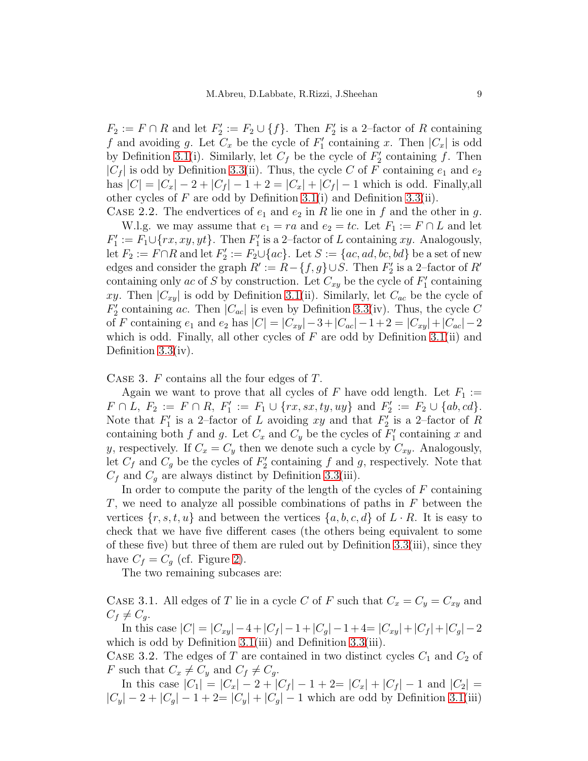$F_2 := F \cap R$ and let $F_2' := F_2 \cup \{f\}$. Then $F_2'$ is a 2–factor of $R$ containing $f$ and avoiding $g$. Let $C_x$ be the cycle of $F_1'$ containing $x$. Then $|C_x|$ is odd by Definition 3.1(i). Similarly, let $C_f$ be the cycle of $F_2'$ containing $f$. Then $|C_f|$ is odd by Definition 3.3(ii). Thus, the cycle $C$ of $F$ containing $e_1$ and $e_2$ has $|C| = |C_x| - 2 + |C_f| - 1 + 2 = |C_x| + |C_f| - 1$ which is odd. Finally,all other cycles of $F$ are odd by Definition 3.1(i) and Definition 3.3(ii).

Case 2.2. The endvertices of $e_1$ and $e_2$ in $R$ lie one in $f$ and the other in $g$.

W.l.g. we may assume that $e_1 = ra$ and $e_2 = tc$. Let $F_1 := F \cap L$ and let $F_1' := F_1 \cup \{rx, xy, yt\}$. Then $F_1'$ is a 2–factor of $L$ containing $xy$. Analogously, let $F_2 := F \cap R$ and let $F_2' := F_2 \cup \{ac\}$. Let $S := \{ac, ad, bc, bd\}$ be a set of new edges and consider the graph $R' := R - \{f, g\} \cup S$. Then $F_2'$ is a 2–factor of $R'$ containing only $ac$ of $S$ by construction. Let $C_{xy}$ be the cycle of $F_1'$ containing $xy$. Then $|C_{xy}|$ is odd by Definition 3.1(ii). Similarly, let $C_{ac}$ be the cycle of $F_2'$ containing $ac$. Then $|C_{ac}|$ is even by Definition 3.3(iv). Thus, the cycle $C$ of $F$ containing $e_1$ and $e_2$ has $|C| = |C_{xy}| - 3 + |C_{ac}| - 1 + 2 = |C_{xy}| + |C_{ac}| - 2$ which is odd. Finally, all other cycles of $F$ are odd by Definition 3.1(ii) and Definition 3.3(iv).

Case 3. $F$ contains all the four edges of $T$.

Again we want to prove that all cycles of $F$ have odd length. Let $F_1 := F \cap L$, $F_2 := F \cap R$, $F_1' := F_1 \cup \{rx, sx, ty, uy\}$ and $F_2' := F_2 \cup \{ab, cd\}$. Note that $F_1'$ is a 2–factor of $L$ avoiding $xy$ and that $F_2'$ is a 2–factor of $R$ containing both $f$ and $g$. Let $C_x$ and $C_y$ be the cycles of $F_1'$ containing $x$ and $y$, respectively. If $C_x = C_y$ then we denote such a cycle by $C_{xy}$. Analogously, let $C_f$ and $C_g$ be the cycles of $F_2'$ containing $f$ and $g$, respectively. Note that $C_f$ and $C_g$ are always distinct by Definition 3.3(iii).

In order to compute the parity of the length of the cycles of $F$ containing $T$, we need to analyze all possible combinations of paths in $F$ between the vertices $\{r, s, t, u\}$ and between the vertices $\{a, b, c, d\}$ of $L \cdot R$. It is easy to check that we have five different cases (the others being equivalent to some of these five) but three of them are ruled out by Definition 3.3(iii), since they have $C_f = C_g$ (cf. Figure 2).

The two remaining subcases are:

Case 3.1. All edges of $T$ lie in a cycle $C$ of $F$ such that $C_x = C_y = C_{xy}$ and $C_f \neq C_g$.

In this case $|C| = |C_{xy}| - 4 + |C_f| - 1 + |C_g| - 1 + 4 = |C_{xy}| + |C_f| + |C_g| - 2$ which is odd by Definition 3.1(iii) and Definition 3.3(iii).

Case 3.2. The edges of $T$ are contained in two distinct cycles $C_1$ and $C_2$ of $F$ such that $C_x \neq C_y$ and $C_f \neq C_g$.

In this case $|C_1| = |C_x| - 2 + |C_f| - 1 + 2 = |C_x| + |C_f| - 1$ and $|C_2| = |C_y| - 2 + |C_g| - 1 + 2 = |C_y| + |C_g| - 1$ which are odd by Definition 3.1(iii)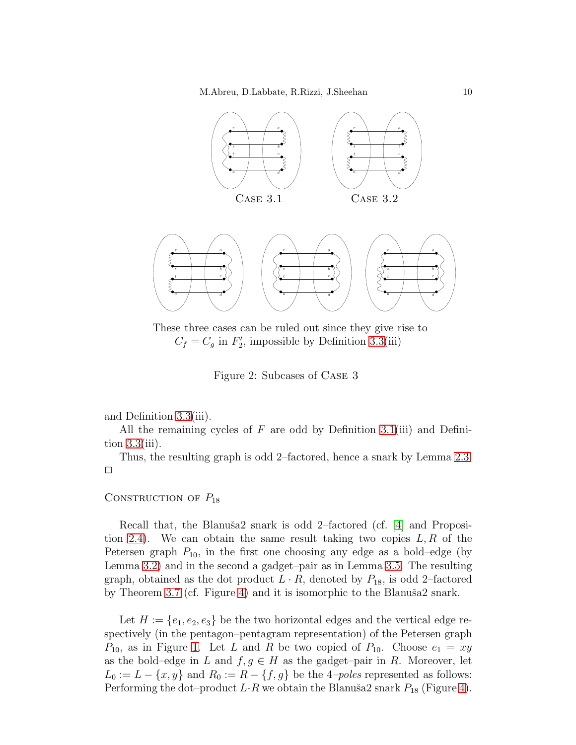Case 3.1 Case 3.2

These three cases can be ruled out since they give rise to $C_f = C_g$ in $F_2'$, impossible by Definition 3.3(iii)

Figure 2: Subcases of Case 3

and Definition 3.3(iii).

All the remaining cycles of $F$ are odd by Definition 3.1(iii) and Definition 3.3(iii).

Thus, the resulting graph is odd 2–factored, hence a snark by Lemma 2.3. □

Construction of $P_{18}$

Recall that, the Blanuša2 snark is odd 2–factored (cf. [4] and Proposition 2.4). We can obtain the same result taking two copies $L, R$ of the Petersen graph $P_{10}$, in the first one choosing any edge as a bold–edge (by Lemma 3.2) and in the second a gadget–pair as in Lemma 3.5. The resulting graph, obtained as the dot product $L \cdot R$, denoted by $P_{18}$, is odd 2–factored by Theorem 3.7 (cf. Figure 4) and it is isomorphic to the Blanuša2 snark.

Let $H := \{e_1, e_2, e_3\}$ be the two horizontal edges and the vertical edge respectively (in the pentagon–pentagram representation) of the Petersen graph $P_{10}$, as in Figure 1. Let $L$ and $R$ be two copied of $P_{10}$. Choose $e_1 = xy$ as the bold–edge in $L$ and $f, g \in H$ as the gadget–pair in $R$. Moreover, let $L_0 := L - \{x, y\}$ and $R_0 := R - \{f, g\}$ be the 4–*poles* represented as follows: Performing the dot–product $L \cdot R$ we obtain the Blanuša2 snark $P_{18}$ (Figure 4).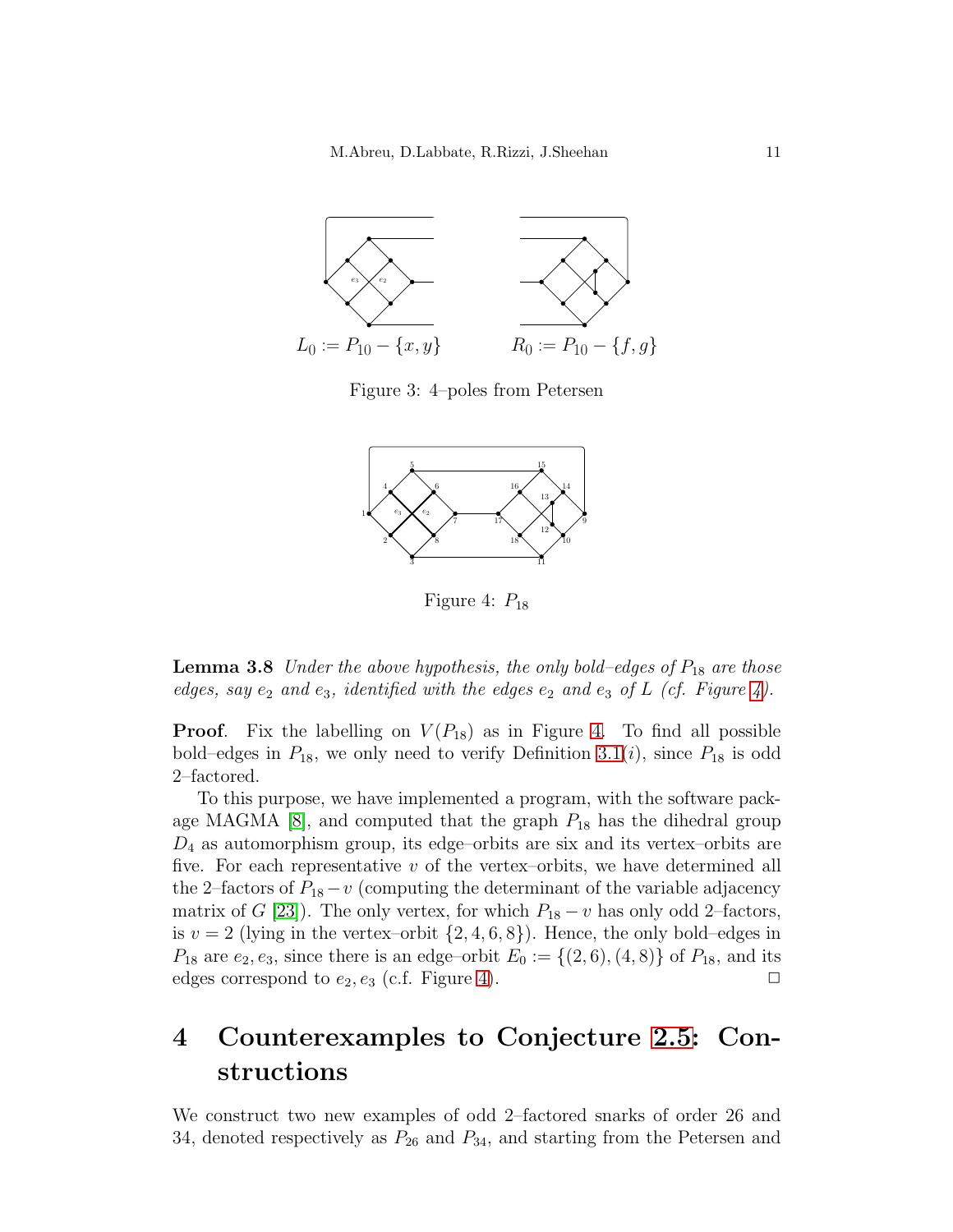$L_0 := P_{10} - \{x, y\}$ $R_0 := P_{10} - \{f, g\}$

Figure 3: 4–poles from Petersen

Figure 4: $P_{18}$

**Lemma 3.8** *Under the above hypothesis, the only bold–edges of $P_{18}$ are those edges, say $e_2$ and $e_3$, identified with the edges $e_2$ and $e_3$ of $L$ (cf. Figure 4).*

**Proof**. Fix the labelling on $V(P_{18})$ as in Figure 4. To find all possible bold–edges in $P_{18}$, we only need to verify Definition 3.1$(i)$, since $P_{18}$ is odd 2–factored.

To this purpose, we have implemented a program, with the software package MAGMA [8], and computed that the graph $P_{18}$ has the dihedral group $D_4$ as automorphism group, its edge–orbits are six and its vertex–orbits are five. For each representative $v$ of the vertex–orbits, we have determined all the 2–factors of $P_{18} - v$ (computing the determinant of the variable adjacency matrix of $G$ [23]). The only vertex, for which $P_{18} - v$ has only odd 2–factors, is $v = 2$ (lying in the vertex–orbit $\{2, 4, 6, 8\}$). Hence, the only bold–edges in $P_{18}$ are $e_2, e_3$, since there is an edge–orbit $E_0 := \{(2, 6), (4, 8)\}$ of $P_{18}$, and its edges correspond to $e_2, e_3$ (c.f. Figure 4). □

# 4 Counterexamples to Conjecture 2.5: Constructions

We construct two new examples of odd 2–factored snarks of order 26 and 34, denoted respectively as $P_{26}$ and $P_{34}$, and starting from the Petersen and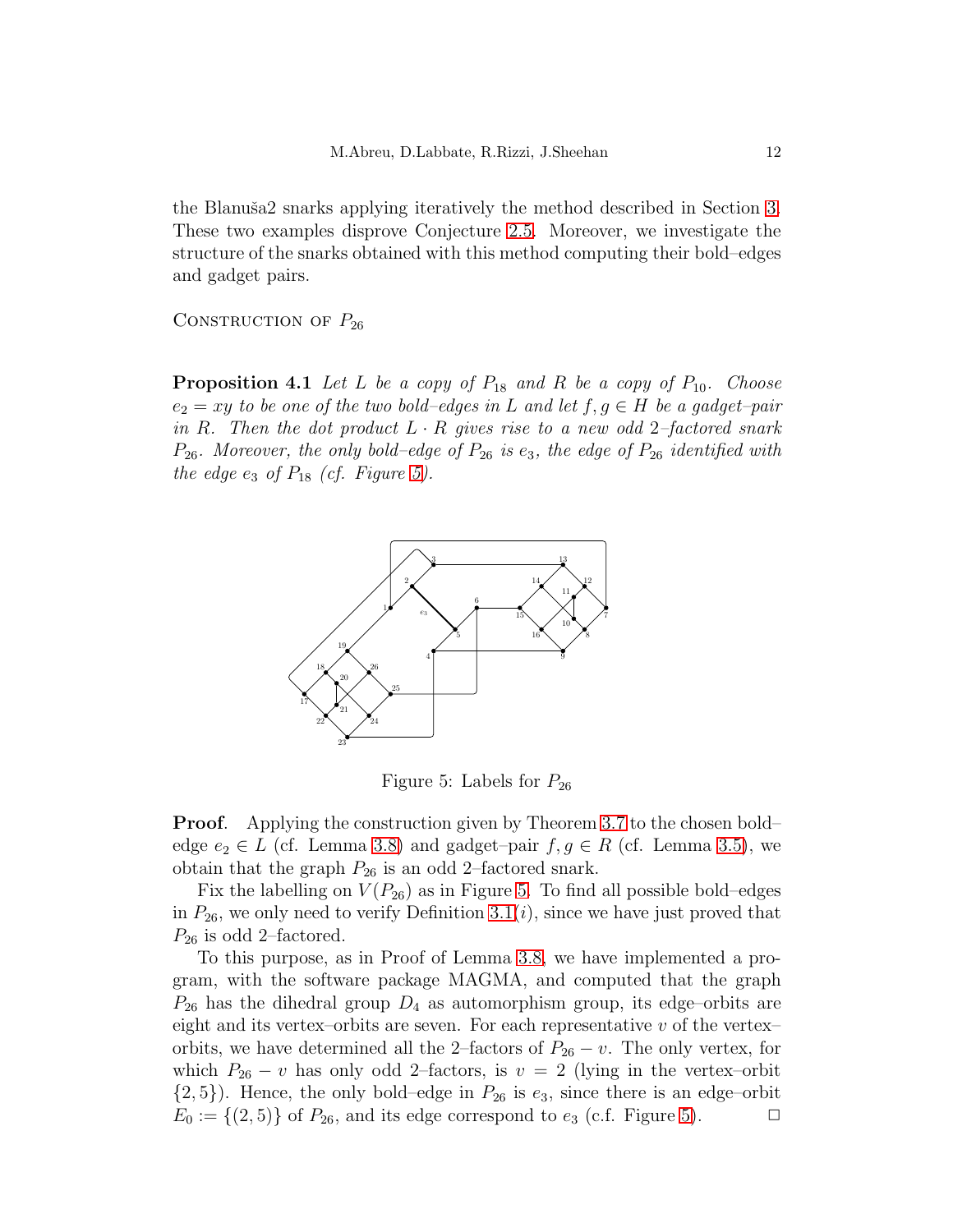the Blanuša2 snarks applying iteratively the method described in Section 3. These two examples disprove Conjecture 2.5. Moreover, we investigate the structure of the snarks obtained with this method computing their bold–edges and gadget pairs.

CONSTRUCTION OF $P_{26}$

**Proposition 4.1** *Let $L$ be a copy of $P_{18}$ and $R$ be a copy of $P_{10}$. Choose $e_2 = xy$ to be one of the two bold–edges in $L$ and let $f, g \in H$ be a gadget–pair in $R$. Then the dot product $L \cdot R$ gives rise to a new odd 2–factored snark $P_{26}$. Moreover, the only bold–edge of $P_{26}$ is $e_3$, the edge of $P_{26}$ identified with the edge $e_3$ of $P_{18}$ (cf. Figure 5).*

Figure 5: Labels for $P_{26}$

**Proof**. Applying the construction given by Theorem 3.7 to the chosen bold–edge $e_2 \in L$ (cf. Lemma 3.8) and gadget–pair $f, g \in R$ (cf. Lemma 3.5), we obtain that the graph $P_{26}$ is an odd 2–factored snark.

Fix the labelling on $V(P_{26})$ as in Figure 5. To find all possible bold–edges in $P_{26}$, we only need to verify Definition 3.1($i$), since we have just proved that $P_{26}$ is odd 2–factored.

To this purpose, as in Proof of Lemma 3.8, we have implemented a program, with the software package MAGMA, and computed that the graph $P_{26}$ has the dihedral group $D_4$ as automorphism group, its edge–orbits are eight and its vertex–orbits are seven. For each representative $v$ of the vertex–orbits, we have determined all the 2–factors of $P_{26} - v$. The only vertex, for which $P_{26} - v$ has only odd 2–factors, is $v = 2$ (lying in the vertex–orbit $\{2, 5\}$). Hence, the only bold–edge in $P_{26}$ is $e_3$, since there is an edge–orbit $E_0 := \{(2, 5)\}$ of $P_{26}$, and its edge correspond to $e_3$ (c.f. Figure 5). □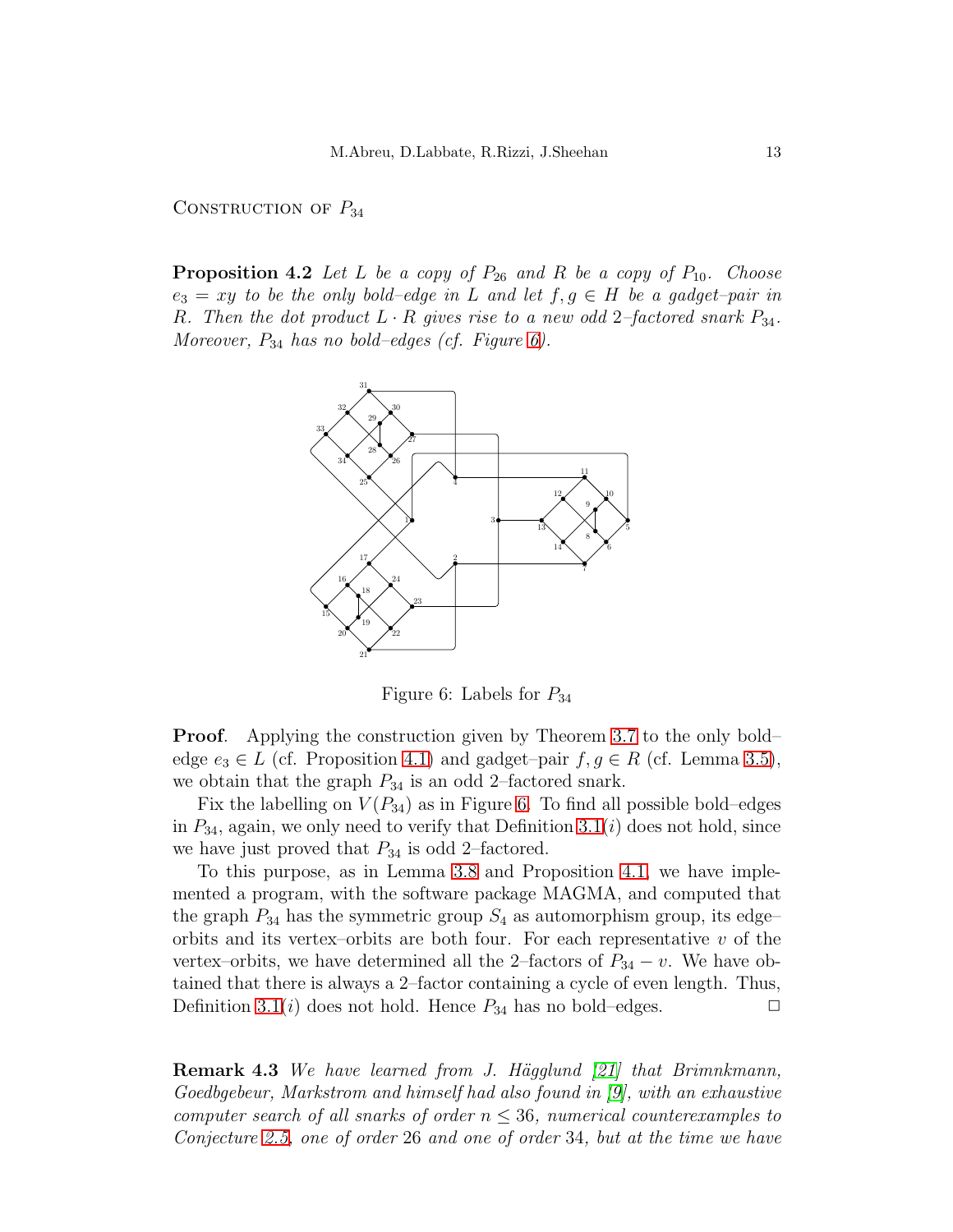Construction of $P_{34}$

**Proposition 4.2** *Let $L$ be a copy of $P_{26}$ and $R$ be a copy of $P_{10}$. Choose $e_3 = xy$ to be the only bold–edge in $L$ and let $f, g \in H$ be a gadget–pair in $R$. Then the dot product $L \cdot R$ gives rise to a new odd 2–factored snark $P_{34}$. Moreover, $P_{34}$ has no bold–edges (cf. Figure 6).*

Figure 6: Labels for $P_{34}$

**Proof**. Applying the construction given by Theorem 3.7 to the only bold–edge $e_3 \in L$ (cf. Proposition 4.1) and gadget–pair $f, g \in R$ (cf. Lemma 3.5), we obtain that the graph $P_{34}$ is an odd 2–factored snark.

Fix the labelling on $V(P_{34})$ as in Figure 6. To find all possible bold–edges in $P_{34}$, again, we only need to verify that Definition 3.1($i$) does not hold, since we have just proved that $P_{34}$ is odd 2–factored.

To this purpose, as in Lemma 3.8 and Proposition 4.1, we have implemented a program, with the software package MAGMA, and computed that the graph $P_{34}$ has the symmetric group $S_4$ as automorphism group, its edge–orbits and its vertex–orbits are both four. For each representative $v$ of the vertex–orbits, we have determined all the 2–factors of $P_{34} - v$. We have obtained that there is always a 2–factor containing a cycle of even length. Thus, Definition 3.1($i$) does not hold. Hence $P_{34}$ has no bold–edges. □

**Remark 4.3** *We have learned from J. Hägglund [21] that Brimnkmann, Goedbgebeur, Markstrom and himself had also found in [9], with an exhaustive computer search of all snarks of order $n \leq 36$, numerical counterexamples to Conjecture 2.5, one of order 26 and one of order 34, but at the time we have*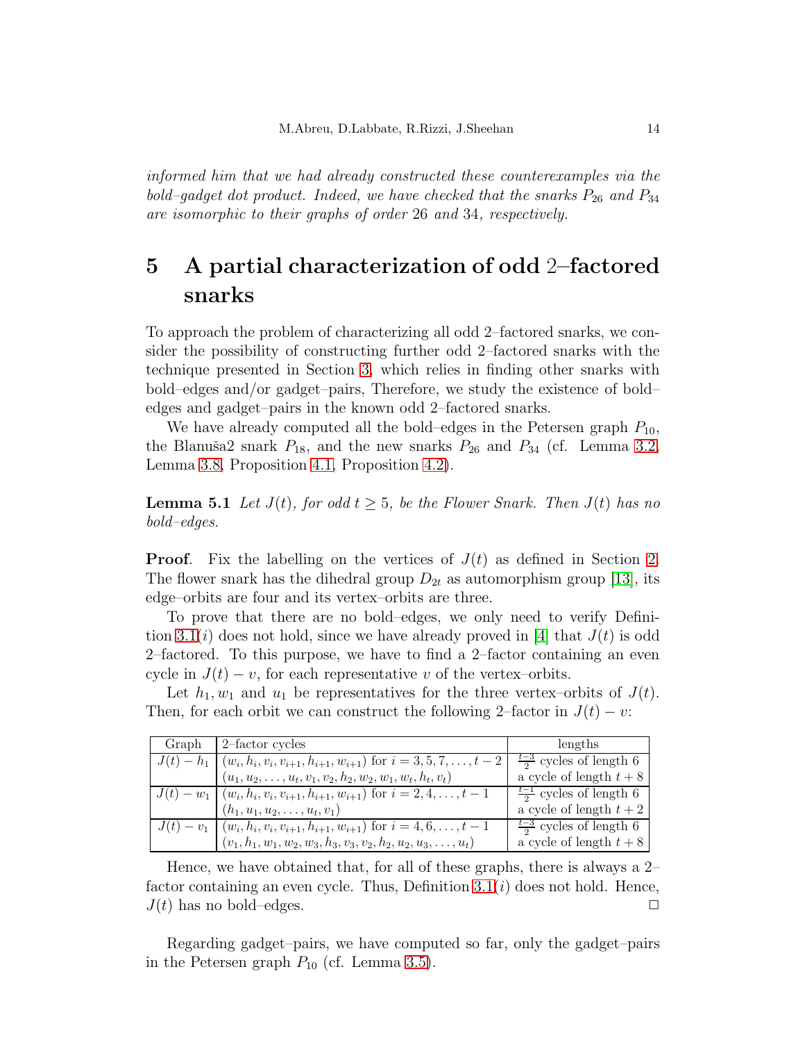*informed him that we had already constructed these counterexamples via the bold–gadget dot product. Indeed, we have checked that the snarks $P_{26}$ and $P_{34}$ are isomorphic to their graphs of order 26 and 34, respectively.*

## 5 A partial characterization of odd 2–factored snarks

To approach the problem of characterizing all odd 2–factored snarks, we consider the possibility of constructing further odd 2–factored snarks with the technique presented in Section 3, which relies in finding other snarks with bold–edges and/or gadget–pairs, Therefore, we study the existence of bold–edges and gadget–pairs in the known odd 2–factored snarks.

We have already computed all the bold–edges in the Petersen graph $P_{10}$, the Blanuša2 snark $P_{18}$, and the new snarks $P_{26}$ and $P_{34}$ (cf. Lemma 3.2, Lemma 3.8, Proposition 4.1, Proposition 4.2).

**Lemma 5.1** *Let $J(t)$, for odd $t \geq 5$, be the Flower Snark. Then $J(t)$ has no bold–edges.*

**Proof**. Fix the labelling on the vertices of $J(t)$ as defined in Section 2. The flower snark has the dihedral group $D_{2t}$ as automorphism group [13], its edge–orbits are four and its vertex–orbits are three.

To prove that there are no bold–edges, we only need to verify Definition 3.1$(i)$ does not hold, since we have already proved in [4] that $J(t)$ is odd 2–factored. To this purpose, we have to find a 2–factor containing an even cycle in $J(t) - v$, for each representative $v$ of the vertex–orbits.

Let $h_1, w_1$ and $u_1$ be representatives for the three vertex–orbits of $J(t)$. Then, for each orbit we can construct the following 2–factor in $J(t) - v$:

| Graph | 2–factor cycles | lengths |
|---|---|---|
| $J(t) - h_1$ | $(w_i, h_i, v_i, v_{i+1}, h_{i+1}, w_{i+1})$ for $i = 3, 5, 7, \ldots, t-2$ | $\frac{t-3}{2}$ cycles of length 6 |
| | $(u_1, u_2, \ldots, u_t, v_1, v_2, h_2, w_2, w_1, w_t, h_t, v_t)$ | a cycle of length $t+8$ |
| $J(t) - w_1$ | $(w_i, h_i, v_i, v_{i+1}, h_{i+1}, w_{i+1})$ for $i = 2, 4, \ldots, t-1$ | $\frac{t-1}{2}$ cycles of length 6 |
| | $(h_1, u_1, u_2, \ldots, u_t, v_1)$ | a cycle of length $t+2$ |
| $J(t) - v_1$ | $(w_i, h_i, v_i, v_{i+1}, h_{i+1}, w_{i+1})$ for $i = 4, 6, \ldots, t-1$ | $\frac{t-3}{2}$ cycles of length 6 |
| | $(v_1, h_1, w_1, w_2, w_3, h_3, v_3, v_2, h_2, u_2, u_3, \ldots, u_t)$ | a cycle of length $t+8$ |

Hence, we have obtained that, for all of these graphs, there is always a 2–factor containing an even cycle. Thus, Definition 3.1$(i)$ does not hold. Hence, $J(t)$ has no bold–edges. □

Regarding gadget–pairs, we have computed so far, only the gadget–pairs in the Petersen graph $P_{10}$ (cf. Lemma 3.5).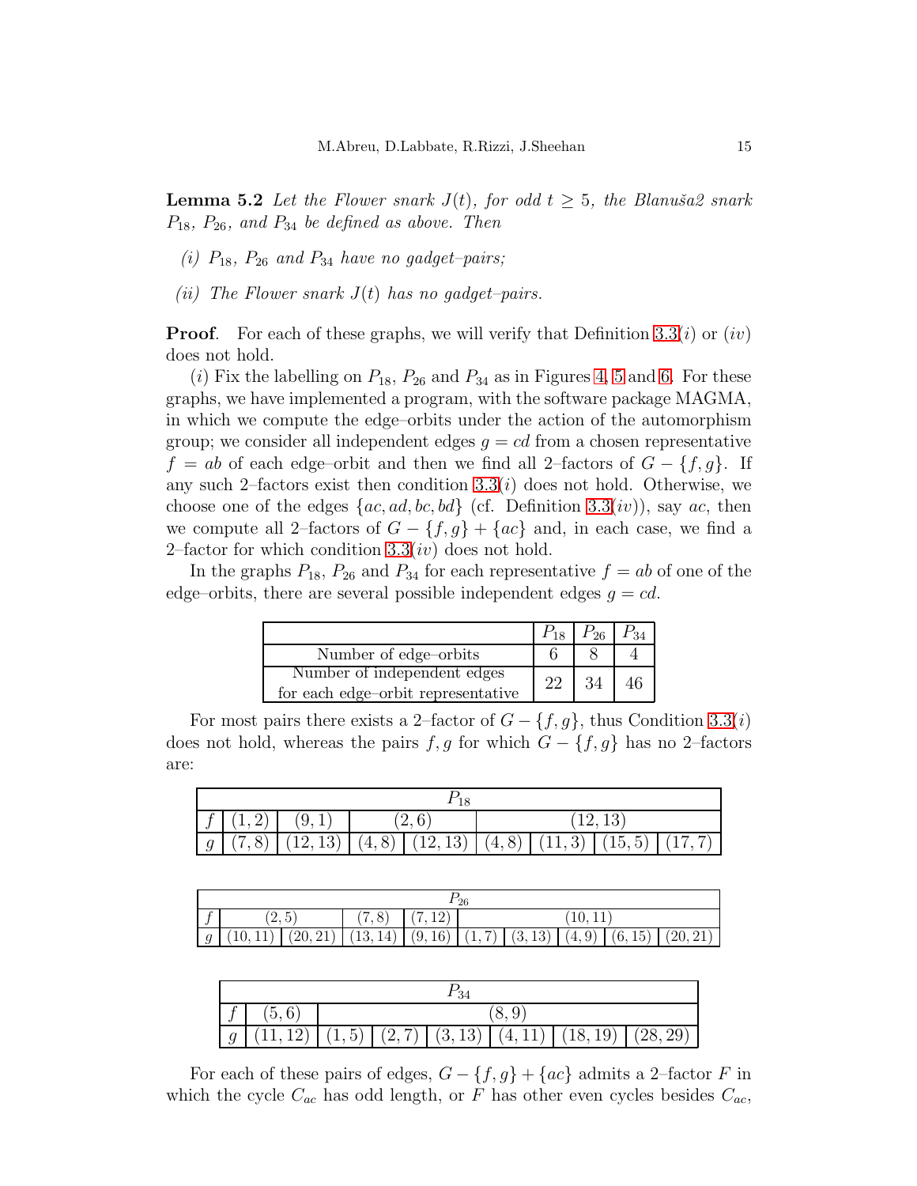**Lemma 5.2** *Let the Flower snark $J(t)$, for odd $t \geq 5$, the Blanuša2 snark $P_{18}$, $P_{26}$, and $P_{34}$ be defined as above. Then*

*(i) $P_{18}$, $P_{26}$ and $P_{34}$ have no gadget–pairs;*

*(ii) The Flower snark $J(t)$ has no gadget–pairs.*

**Proof**. For each of these graphs, we will verify that Definition 3.3$(i)$ or $(iv)$ does not hold.

$(i)$ Fix the labelling on $P_{18}$, $P_{26}$ and $P_{34}$ as in Figures 4, 5 and 6. For these graphs, we have implemented a program, with the software package MAGMA, in which we compute the edge–orbits under the action of the automorphism group; we consider all independent edges $g = cd$ from a chosen representative $f = ab$ of each edge–orbit and then we find all 2–factors of $G - \{f, g\}$. If any such 2–factors exist then condition 3.3$(i)$ does not hold. Otherwise, we choose one of the edges $\{ac, ad, bc, bd\}$ (cf. Definition 3.3$(iv)$), say $ac$, then we compute all 2–factors of $G - \{f, g\} + \{ac\}$ and, in each case, we find a 2–factor for which condition 3.3$(iv)$ does not hold.

In the graphs $P_{18}$, $P_{26}$ and $P_{34}$ for each representative $f = ab$ of one of the edge–orbits, there are several possible independent edges $g = cd$.

| | $P_{18}$ | $P_{26}$ | $P_{34}$ |
|---|---|---|---|
| Number of edge–orbits | 6 | 8 | 4 |
| Number of independent edges for each edge–orbit representative | 22 | 34 | 46 |

For most pairs there exists a 2–factor of $G - \{f, g\}$, thus Condition 3.3$(i)$ does not hold, whereas the pairs $f, g$ for which $G - \{f, g\}$ has no 2–factors are:

| $P_{18}$ | | | | | | | | |
|---|---|---|---|---|---|---|---|---|
| $f$ | $(1,2)$ | $(9,1)$ | $(2,6)$ | | $(12,13)$ | | | |
| $g$ | $(7,8)$ | $(12,13)$ | $(4,8)$ | $(12,13)$ | $(4,8)$ | $(11,3)$ | $(15,5)$ | $(17,7)$ |

| $P_{26}$ | | | | | | | | | |
|---|---|---|---|---|---|---|---|---|---|
| $f$ | $(2,5)$ | | $(7,8)$ | $(7,12)$ | $(10,11)$ | | | | |
| $g$ | $(10,11)$ | $(20,21)$ | $(13,14)$ | $(9,16)$ | $(1,7)$ | $(3,13)$ | $(4,9)$ | $(6,15)$ | $(20,21)$ |

| $P_{34}$ | | | | | | | |
|---|---|---|---|---|---|---|---|
| $f$ | $(5,6)$ | $(8,9)$ | | | | | |
| $g$ | $(11,12)$ | $(1,5)$ | $(2,7)$ | $(3,13)$ | $(4,11)$ | $(18,19)$ | $(28,29)$ |

For each of these pairs of edges, $G - \{f, g\} + \{ac\}$ admits a 2–factor $F$ in which the cycle $C_{ac}$ has odd length, or $F$ has other even cycles besides $C_{ac}$,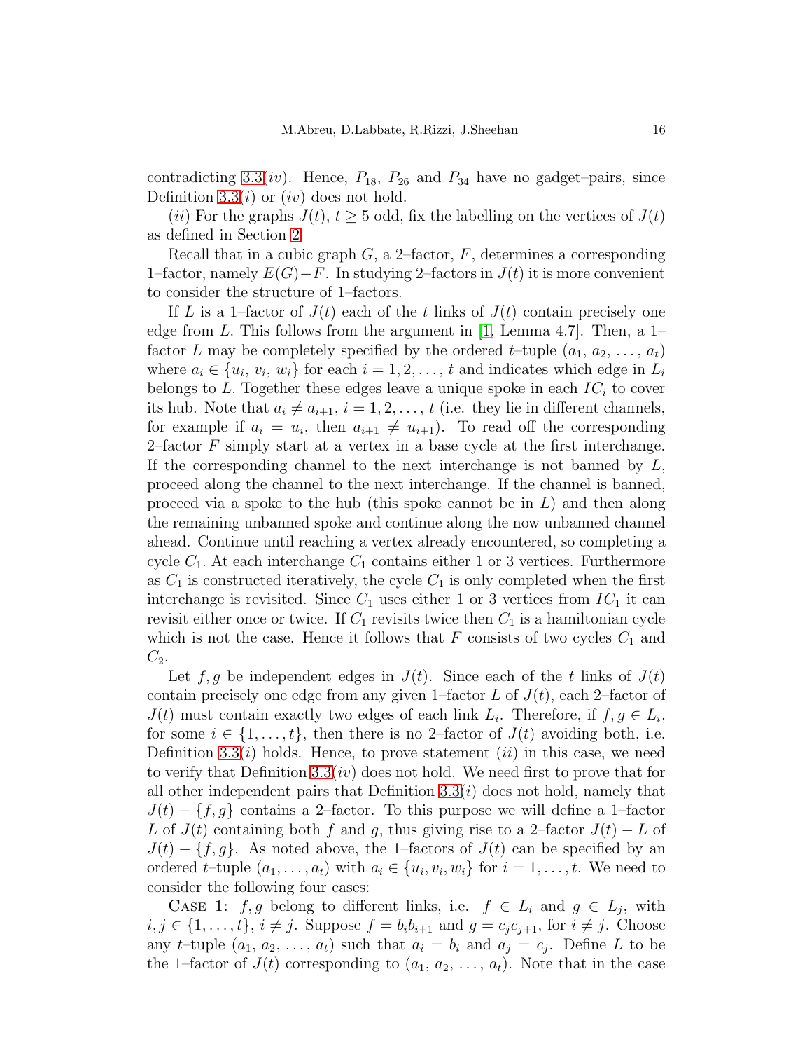contradicting 3.3($iv$). Hence, $P_{18}$, $P_{26}$ and $P_{34}$ have no gadget–pairs, since Definition 3.3($i$) or ($iv$) does not hold.

($ii$) For the graphs $J(t)$, $t \geq 5$ odd, fix the labelling on the vertices of $J(t)$ as defined in Section 2.

Recall that in a cubic graph $G$, a 2–factor, $F$, determines a corresponding 1–factor, namely $E(G)-F$. In studying 2–factors in $J(t)$ it is more convenient to consider the structure of 1–factors.

If $L$ is a 1–factor of $J(t)$ each of the $t$ links of $J(t)$ contain precisely one edge from $L$. This follows from the argument in [1, Lemma 4.7]. Then, a 1–factor $L$ may be completely specified by the ordered $t$–tuple $(a_1, a_2, \ldots, a_t)$ where $a_i \in \{u_i, v_i, w_i\}$ for each $i = 1, 2, \ldots, t$ and indicates which edge in $L_i$ belongs to $L$. Together these edges leave a unique spoke in each $IC_i$ to cover its hub. Note that $a_i \neq a_{i+1}$, $i = 1, 2, \ldots, t$ (i.e. they lie in different channels, for example if $a_i = u_i$, then $a_{i+1} \neq u_{i+1}$). To read off the corresponding 2–factor $F$ simply start at a vertex in a base cycle at the first interchange. If the corresponding channel to the next interchange is not banned by $L$, proceed along the channel to the next interchange. If the channel is banned, proceed via a spoke to the hub (this spoke cannot be in $L$) and then along the remaining unbanned spoke and continue along the now unbanned channel ahead. Continue until reaching a vertex already encountered, so completing a cycle $C_1$. At each interchange $C_1$ contains either 1 or 3 vertices. Furthermore as $C_1$ is constructed iteratively, the cycle $C_1$ is only completed when the first interchange is revisited. Since $C_1$ uses either 1 or 3 vertices from $IC_1$ it can revisit either once or twice. If $C_1$ revisits twice then $C_1$ is a hamiltonian cycle which is not the case. Hence it follows that $F$ consists of two cycles $C_1$ and $C_2$.

Let $f, g$ be independent edges in $J(t)$. Since each of the $t$ links of $J(t)$ contain precisely one edge from any given 1–factor $L$ of $J(t)$, each 2–factor of $J(t)$ must contain exactly two edges of each link $L_i$. Therefore, if $f, g \in L_i$, for some $i \in \{1, \ldots, t\}$, then there is no 2–factor of $J(t)$ avoiding both, i.e. Definition 3.3($i$) holds. Hence, to prove statement ($ii$) in this case, we need to verify that Definition 3.3($iv$) does not hold. We need first to prove that for all other independent pairs that Definition 3.3($i$) does not hold, namely that $J(t) - \{f, g\}$ contains a 2–factor. To this purpose we will define a 1–factor $L$ of $J(t)$ containing both $f$ and $g$, thus giving rise to a 2–factor $J(t) - L$ of $J(t) - \{f, g\}$. As noted above, the 1–factors of $J(t)$ can be specified by an ordered $t$–tuple $(a_1, \ldots, a_t)$ with $a_i \in \{u_i, v_i, w_i\}$ for $i = 1, \ldots, t$. We need to consider the following four cases:

Case 1: $f, g$ belong to different links, i.e. $f \in L_i$ and $g \in L_j$, with $i, j \in \{1, \ldots, t\}$, $i \neq j$. Suppose $f = b_i b_{i+1}$ and $g = c_j c_{j+1}$, for $i \neq j$. Choose any $t$–tuple $(a_1, a_2, \ldots, a_t)$ such that $a_i = b_i$ and $a_j = c_j$. Define $L$ to be the 1–factor of $J(t)$ corresponding to $(a_1, a_2, \ldots, a_t)$. Note that in the case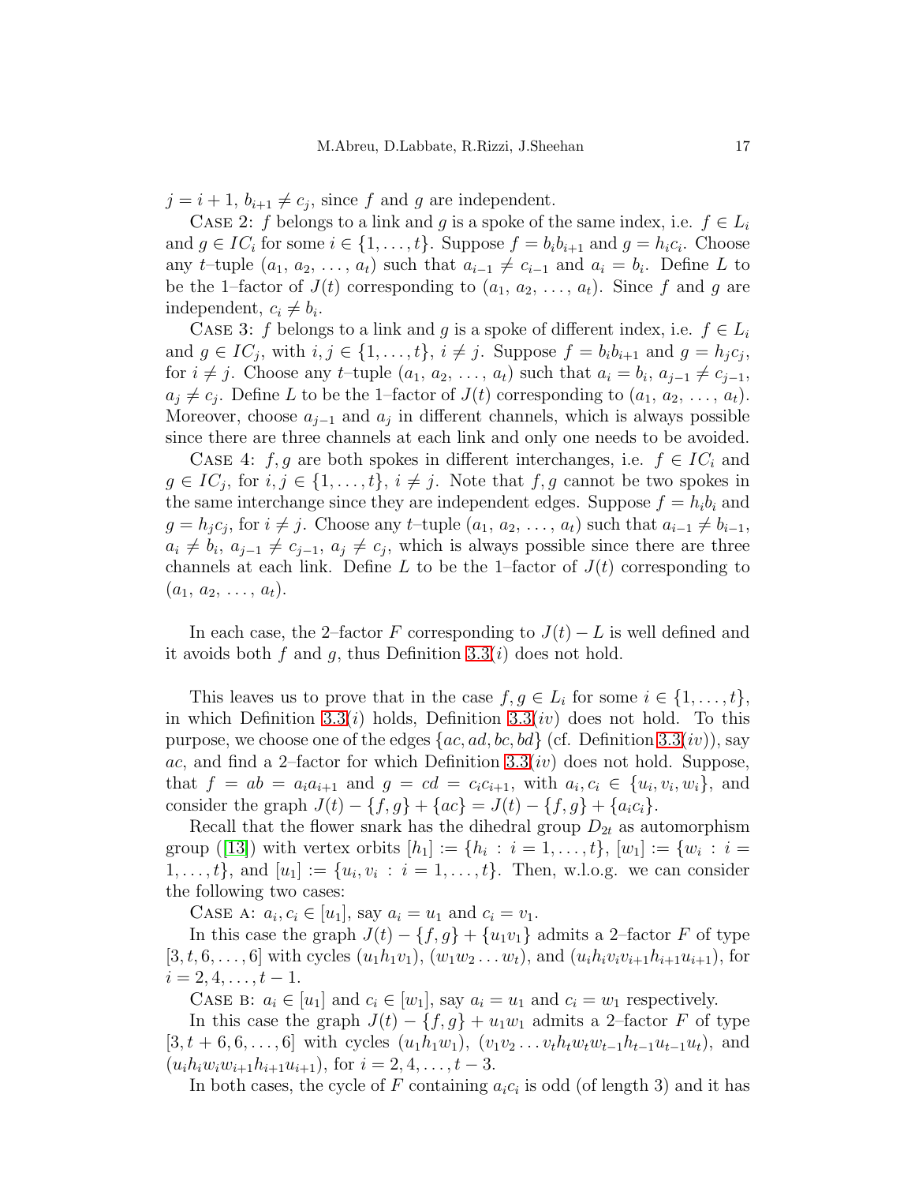$j = i+1$, $b_{i+1} \neq c_j$, since $f$ and $g$ are independent.

Case 2: $f$ belongs to a link and $g$ is a spoke of the same index, i.e. $f \in L_i$ and $g \in IC_i$ for some $i \in \{1, \ldots, t\}$. Suppose $f = b_i b_{i+1}$ and $g = h_i c_i$. Choose any $t$–tuple $(a_1, a_2, \ldots, a_t)$ such that $a_{i-1} \neq c_{i-1}$ and $a_i = b_i$. Define $L$ to be the 1–factor of $J(t)$ corresponding to $(a_1, a_2, \ldots, a_t)$. Since $f$ and $g$ are independent, $c_i \neq b_i$.

Case 3: $f$ belongs to a link and $g$ is a spoke of different index, i.e. $f \in L_i$ and $g \in IC_j$, with $i, j \in \{1, \ldots, t\}$, $i \neq j$. Suppose $f = b_i b_{i+1}$ and $g = h_j c_j$, for $i \neq j$. Choose any $t$–tuple $(a_1, a_2, \ldots, a_t)$ such that $a_i = b_i$, $a_{j-1} \neq c_{j-1}$, $a_j \neq c_j$. Define $L$ to be the 1–factor of $J(t)$ corresponding to $(a_1, a_2, \ldots, a_t)$. Moreover, choose $a_{j-1}$ and $a_j$ in different channels, which is always possible since there are three channels at each link and only one needs to be avoided.

Case 4: $f, g$ are both spokes in different interchanges, i.e. $f \in IC_i$ and $g \in IC_j$, for $i, j \in \{1, \ldots, t\}$, $i \neq j$. Note that $f, g$ cannot be two spokes in the same interchange since they are independent edges. Suppose $f = h_i b_i$ and $g = h_j c_j$, for $i \neq j$. Choose any $t$–tuple $(a_1, a_2, \ldots, a_t)$ such that $a_{i-1} \neq b_{i-1}$, $a_i \neq b_i$, $a_{j-1} \neq c_{j-1}$, $a_j \neq c_j$, which is always possible since there are three channels at each link. Define $L$ to be the 1–factor of $J(t)$ corresponding to $(a_1, a_2, \ldots, a_t)$.

In each case, the 2–factor $F$ corresponding to $J(t) - L$ is well defined and it avoids both $f$ and $g$, thus Definition 3.3($i$) does not hold.

This leaves us to prove that in the case $f, g \in L_i$ for some $i \in \{1, \ldots, t\}$, in which Definition 3.3($i$) holds, Definition 3.3($iv$) does not hold. To this purpose, we choose one of the edges $\{ac, ad, bc, bd\}$ (cf. Definition 3.3($iv$)), say $ac$, and find a 2–factor for which Definition 3.3($iv$) does not hold. Suppose, that $f = ab = a_i a_{i+1}$ and $g = cd = c_i c_{i+1}$, with $a_i, c_i \in \{u_i, v_i, w_i\}$, and consider the graph $J(t) - \{f, g\} + \{ac\} = J(t) - \{f, g\} + \{a_i c_i\}$.

Recall that the flower snark has the dihedral group $D_{2t}$ as automorphism group ([13]) with vertex orbits $[h_1] := \{h_i : i = 1, \ldots, t\}$, $[w_1] := \{w_i : i = 1, \ldots, t\}$, and $[u_1] := \{u_i, v_i : i = 1, \ldots, t\}$. Then, w.l.o.g. we can consider the following two cases:

Case a: $a_i, c_i \in [u_1]$, say $a_i = u_1$ and $c_i = v_1$.

In this case the graph $J(t) - \{f, g\} + \{u_1 v_1\}$ admits a 2–factor $F$ of type $[3, t, 6, \ldots, 6]$ with cycles $(u_1 h_1 v_1)$, $(w_1 w_2 \ldots w_t)$, and $(u_i h_i v_i v_{i+1} h_{i+1} u_{i+1})$, for $i = 2, 4, \ldots, t-1$.

Case b: $a_i \in [u_1]$ and $c_i \in [w_1]$, say $a_i = u_1$ and $c_i = w_1$ respectively.

In this case the graph $J(t) - \{f, g\} + u_1 w_1$ admits a 2–factor $F$ of type $[3, t+6, 6, \ldots, 6]$ with cycles $(u_1 h_1 w_1)$, $(v_1 v_2 \ldots v_t h_t w_t w_{t-1} h_{t-1} u_{t-1} u_t)$, and $(u_i h_i w_i w_{i+1} h_{i+1} u_{i+1})$, for $i = 2, 4, \ldots, t-3$.

In both cases, the cycle of $F$ containing $a_i c_i$ is odd (of length 3) and it has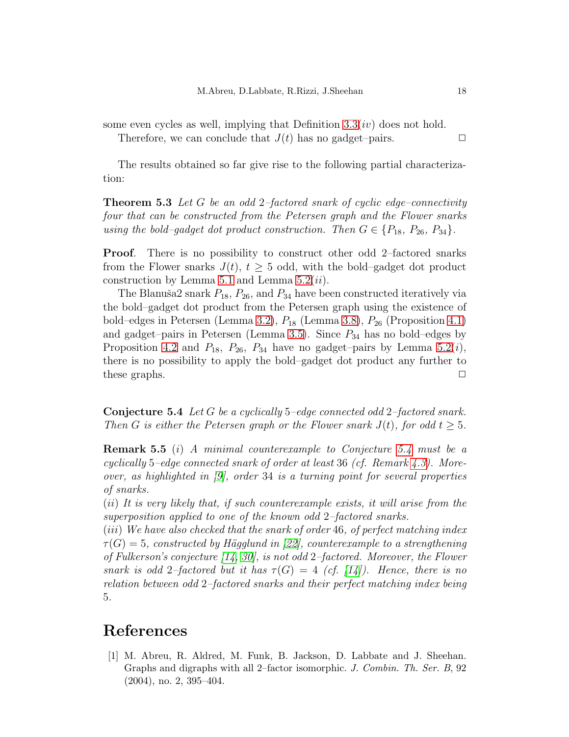some even cycles as well, implying that Definition 3.3($iv$) does not hold.

Therefore, we can conclude that $J(t)$ has no gadget–pairs. □

The results obtained so far give rise to the following partial characterization:

**Theorem 5.3** *Let $G$ be an odd 2–factored snark of cyclic edge–connectivity four that can be constructed from the Petersen graph and the Flower snarks using the bold–gadget dot product construction. Then $G \in \{P_{18},\ P_{26},\ P_{34}\}$.*

**Proof**. There is no possibility to construct other odd 2–factored snarks from the Flower snarks $J(t)$, $t \geq 5$ odd, with the bold–gadget dot product construction by Lemma 5.1 and Lemma 5.2($ii$).

The Blanuša2 snark $P_{18}$, $P_{26}$, and $P_{34}$ have been constructed iteratively via the bold–gadget dot product from the Petersen graph using the existence of bold–edges in Petersen (Lemma 3.2), $P_{18}$ (Lemma 3.8), $P_{26}$ (Proposition 4.1) and gadget–pairs in Petersen (Lemma 3.5). Since $P_{34}$ has no bold–edges by Proposition 4.2 and $P_{18}$, $P_{26}$, $P_{34}$ have no gadget–pairs by Lemma 5.2($i$), there is no possibility to apply the bold–gadget dot product any further to these graphs. □

**Conjecture 5.4** *Let $G$ be a cyclically 5–edge connected odd 2–factored snark. Then $G$ is either the Petersen graph or the Flower snark $J(t)$, for odd $t \geq 5$.*

**Remark 5.5** ($i$) *A minimal counterexample to Conjecture 5.4 must be a cyclically 5–edge connected snark of order at least 36 (cf. Remark 4.3). Moreover, as highlighted in [9], order 34 is a turning point for several properties of snarks.*

($ii$) *It is very likely that, if such counterexample exists, it will arise from the superposition applied to one of the known odd 2–factored snarks.*

($iii$) *We have also checked that the snark of order 46, of perfect matching index $\tau(G) = 5$, constructed by Hägglund in [22], counterexample to a strengthening of Fulkerson's conjecture [14, 30], is not odd 2–factored. Moreover, the Flower snark is odd 2–factored but it has $\tau(G) = 4$ (cf. [14]). Hence, there is no relation between odd 2–factored snarks and their perfect matching index being 5.*

# References

[1] M. Abreu, R. Aldred, M. Funk, B. Jackson, D. Labbate and J. Sheehan. Graphs and digraphs with all 2–factor isomorphic. *J. Combin. Th. Ser. B*, 92 (2004), no. 2, 395–404.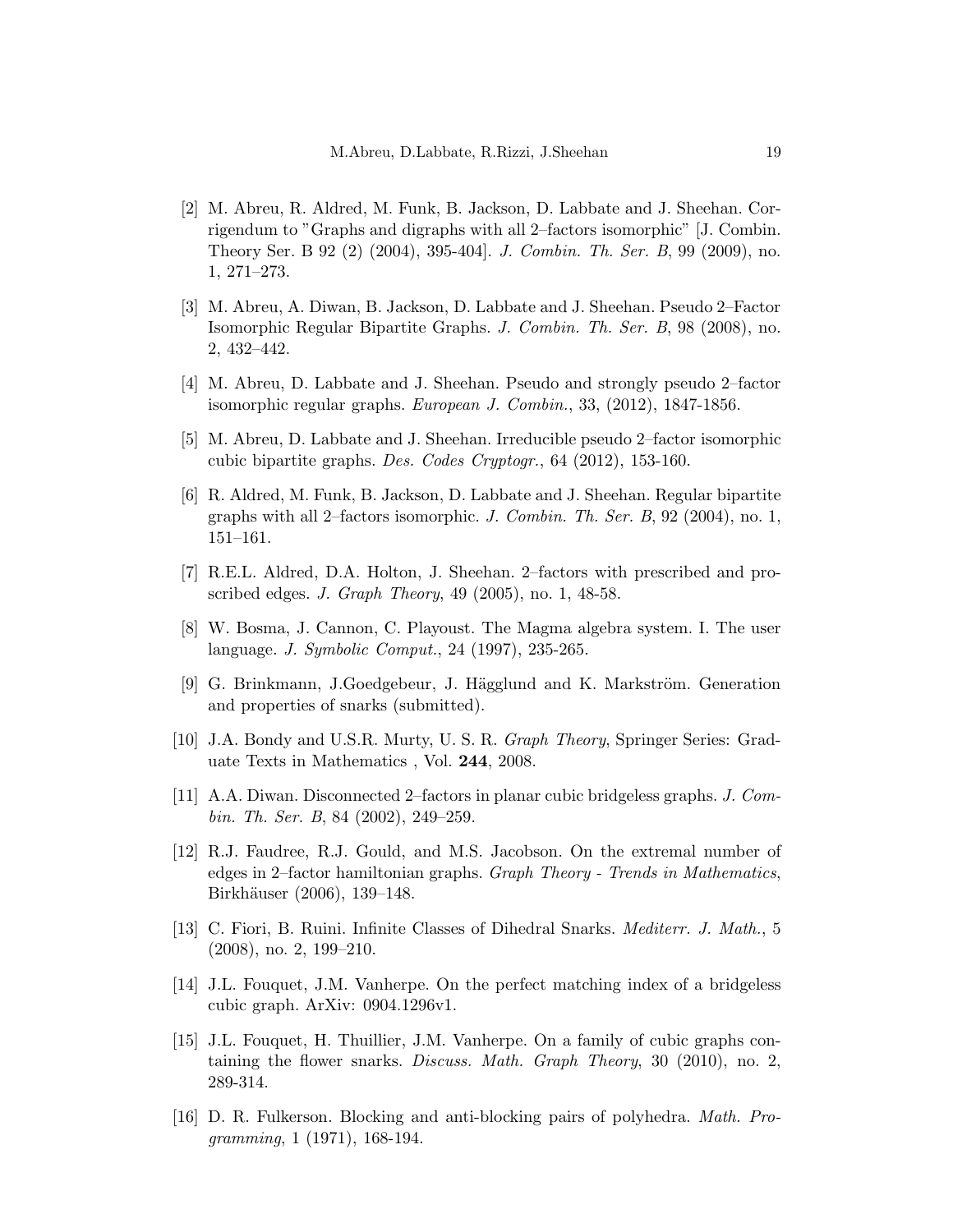[2] M. Abreu, R. Aldred, M. Funk, B. Jackson, D. Labbate and J. Sheehan. Corrigendum to "Graphs and digraphs with all 2–factors isomorphic" [J. Combin. Theory Ser. B 92 (2) (2004), 395-404]. *J. Combin. Th. Ser. B*, 99 (2009), no. 1, 271–273.

[3] M. Abreu, A. Diwan, B. Jackson, D. Labbate and J. Sheehan. Pseudo 2–Factor Isomorphic Regular Bipartite Graphs. *J. Combin. Th. Ser. B*, 98 (2008), no. 2, 432–442.

[4] M. Abreu, D. Labbate and J. Sheehan. Pseudo and strongly pseudo 2–factor isomorphic regular graphs. *European J. Combin.*, 33, (2012), 1847-1856.

[5] M. Abreu, D. Labbate and J. Sheehan. Irreducible pseudo 2–factor isomorphic cubic bipartite graphs. *Des. Codes Cryptogr.*, 64 (2012), 153-160.

[6] R. Aldred, M. Funk, B. Jackson, D. Labbate and J. Sheehan. Regular bipartite graphs with all 2–factors isomorphic. *J. Combin. Th. Ser. B*, 92 (2004), no. 1, 151–161.

[7] R.E.L. Aldred, D.A. Holton, J. Sheehan. 2–factors with prescribed and proscribed edges. *J. Graph Theory*, 49 (2005), no. 1, 48-58.

[8] W. Bosma, J. Cannon, C. Playoust. The Magma algebra system. I. The user language. *J. Symbolic Comput.*, 24 (1997), 235-265.

[9] G. Brinkmann, J.Goedgebeur, J. Hägglund and K. Markström. Generation and properties of snarks (submitted).

[10] J.A. Bondy and U.S.R. Murty, U. S. R. *Graph Theory*, Springer Series: Graduate Texts in Mathematics , Vol. **244**, 2008.

[11] A.A. Diwan. Disconnected 2–factors in planar cubic bridgeless graphs. *J. Combin. Th. Ser. B*, 84 (2002), 249–259.

[12] R.J. Faudree, R.J. Gould, and M.S. Jacobson. On the extremal number of edges in 2–factor hamiltonian graphs. *Graph Theory - Trends in Mathematics*, Birkhäuser (2006), 139–148.

[13] C. Fiori, B. Ruini. Infinite Classes of Dihedral Snarks. *Mediterr. J. Math.*, 5 (2008), no. 2, 199–210.

[14] J.L. Fouquet, J.M. Vanherpe. On the perfect matching index of a bridgeless cubic graph. ArXiv: 0904.1296v1.

[15] J.L. Fouquet, H. Thuillier, J.M. Vanherpe. On a family of cubic graphs containing the flower snarks. *Discuss. Math. Graph Theory*, 30 (2010), no. 2, 289-314.

[16] D. R. Fulkerson. Blocking and anti-blocking pairs of polyhedra. *Math. Programming*, 1 (1971), 168-194.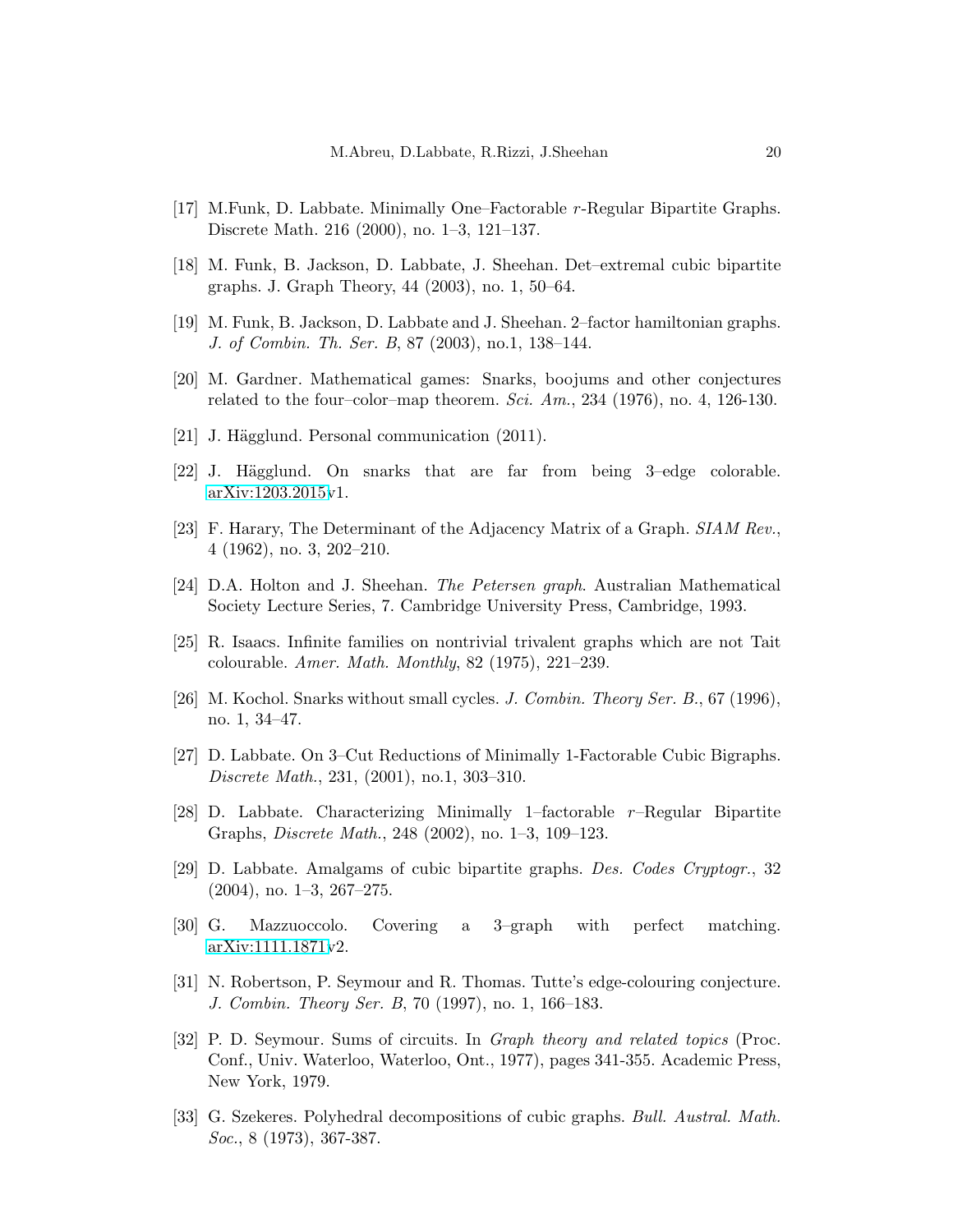[17] M.Funk, D. Labbate. Minimally One–Factorable $r$-Regular Bipartite Graphs. Discrete Math. 216 (2000), no. 1–3, 121–137.

[18] M. Funk, B. Jackson, D. Labbate, J. Sheehan. Det–extremal cubic bipartite graphs. J. Graph Theory, 44 (2003), no. 1, 50–64.

[19] M. Funk, B. Jackson, D. Labbate and J. Sheehan. 2–factor hamiltonian graphs. *J. of Combin. Th. Ser. B*, 87 (2003), no.1, 138–144.

[20] M. Gardner. Mathematical games: Snarks, boojums and other conjectures related to the four–color–map theorem. *Sci. Am.*, 234 (1976), no. 4, 126-130.

[21] J. Hägglund. Personal communication (2011).

[22] J. Hägglund. On snarks that are far from being 3–edge colorable. arXiv:1203.2015v1.

[23] F. Harary, The Determinant of the Adjacency Matrix of a Graph. *SIAM Rev.*, 4 (1962), no. 3, 202–210.

[24] D.A. Holton and J. Sheehan. *The Petersen graph*. Australian Mathematical Society Lecture Series, 7. Cambridge University Press, Cambridge, 1993.

[25] R. Isaacs. Infinite families on nontrivial trivalent graphs which are not Tait colourable. *Amer. Math. Monthly*, 82 (1975), 221–239.

[26] M. Kochol. Snarks without small cycles. *J. Combin. Theory Ser. B.*, 67 (1996), no. 1, 34–47.

[27] D. Labbate. On 3–Cut Reductions of Minimally 1-Factorable Cubic Bigraphs. *Discrete Math.*, 231, (2001), no.1, 303–310.

[28] D. Labbate. Characterizing Minimally 1–factorable $r$–Regular Bipartite Graphs, *Discrete Math.*, 248 (2002), no. 1–3, 109–123.

[29] D. Labbate. Amalgams of cubic bipartite graphs. *Des. Codes Cryptogr.*, 32 (2004), no. 1–3, 267–275.

[30] G. Mazzuoccolo. Covering a 3–graph with perfect matching. arXiv:1111.1871v2.

[31] N. Robertson, P. Seymour and R. Thomas. Tutte's edge-colouring conjecture. *J. Combin. Theory Ser. B*, 70 (1997), no. 1, 166–183.

[32] P. D. Seymour. Sums of circuits. In *Graph theory and related topics* (Proc. Conf., Univ. Waterloo, Waterloo, Ont., 1977), pages 341-355. Academic Press, New York, 1979.

[33] G. Szekeres. Polyhedral decompositions of cubic graphs. *Bull. Austral. Math. Soc.*, 8 (1973), 367-387.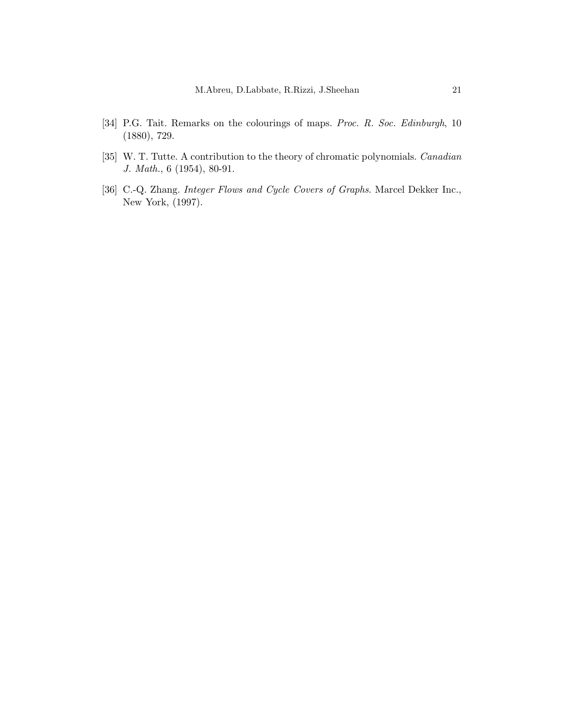[34] P.G. Tait. Remarks on the colourings of maps. *Proc. R. Soc. Edinburgh*, 10 (1880), 729.

[35] W. T. Tutte. A contribution to the theory of chromatic polynomials. *Canadian J. Math.*, 6 (1954), 80-91.

[36] C.-Q. Zhang. *Integer Flows and Cycle Covers of Graphs*. Marcel Dekker Inc., New York, (1997).